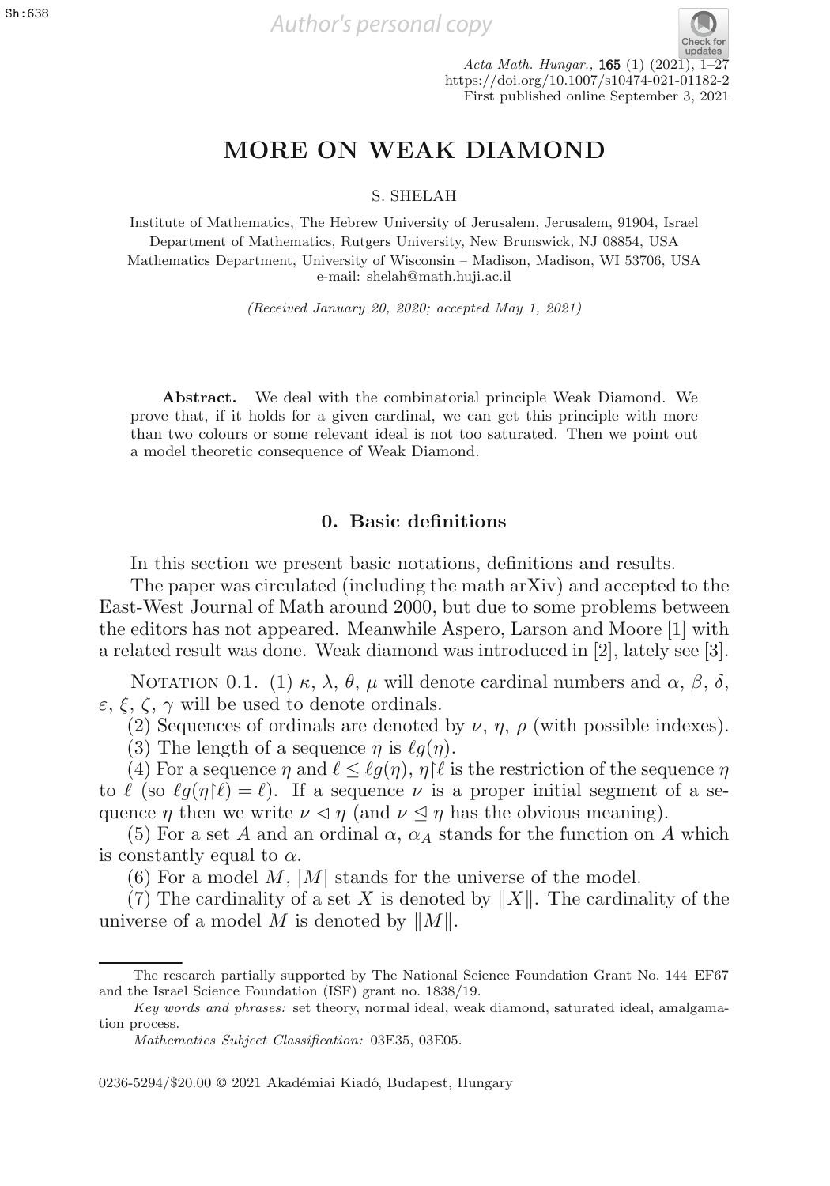# MORE ON WEAK DIAMOND

S. SHELAH

Institute of Mathematics, The Hebrew University of Jerusalem, Jerusalem, 91904, Israel
Department of Mathematics, Rutgers University, New Brunswick, NJ 08854, USA
Mathematics Department, University of Wisconsin – Madison, Madison, WI 53706, USA
e-mail: shelah@math.huji.ac.il

*(Received January 20, 2020; accepted May 1, 2021)*

**Abstract.** We deal with the combinatorial principle Weak Diamond. We prove that, if it holds for a given cardinal, we can get this principle with more than two colours or some relevant ideal is not too saturated. Then we point out a model theoretic consequence of Weak Diamond.

## 0. Basic definitions

In this section we present basic notations, definitions and results.

The paper was circulated (including the math arXiv) and accepted to the East-West Journal of Math around 2000, but due to some problems between the editors has not appeared. Meanwhile Aspero, Larson and Moore [1] with a related result was done. Weak diamond was introduced in [2], lately see [3].

NOTATION 0.1. (1) $\kappa$, $\lambda$, $\theta$, $\mu$ will denote cardinal numbers and $\alpha$, $\beta$, $\delta$, $\varepsilon$, $\xi$, $\zeta$, $\gamma$ will be used to denote ordinals.

(2) Sequences of ordinals are denoted by $\nu$, $\eta$, $\rho$ (with possible indexes).

(3) The length of a sequence $\eta$ is $\ell g(\eta)$.

(4) For a sequence $\eta$ and $\ell \leq \ell g(\eta)$, $\eta{\restriction}\ell$ is the restriction of the sequence $\eta$ to $\ell$ (so $\ell g(\eta{\restriction}\ell) = \ell$). If a sequence $\nu$ is a proper initial segment of a sequence $\eta$ then we write $\nu \lhd \eta$ (and $\nu \trianglelefteq \eta$ has the obvious meaning).

(5) For a set $A$ and an ordinal $\alpha$, $\alpha_A$ stands for the function on $A$ which is constantly equal to $\alpha$.

(6) For a model $M$, $|M|$ stands for the universe of the model.

(7) The cardinality of a set $X$ is denoted by $\|X\|$. The cardinality of the universe of a model $M$ is denoted by $\|M\|$.

---

The research partially supported by The National Science Foundation Grant No. 144–EF67 and the Israel Science Foundation (ISF) grant no. 1838/19.

*Key words and phrases:* set theory, normal ideal, weak diamond, saturated ideal, amalgamation process.

*Mathematics Subject Classification:* 03E35, 03E05.

0236-5294/$20.00 © 2021 Akadémiai Kiadó, Budapest, Hungary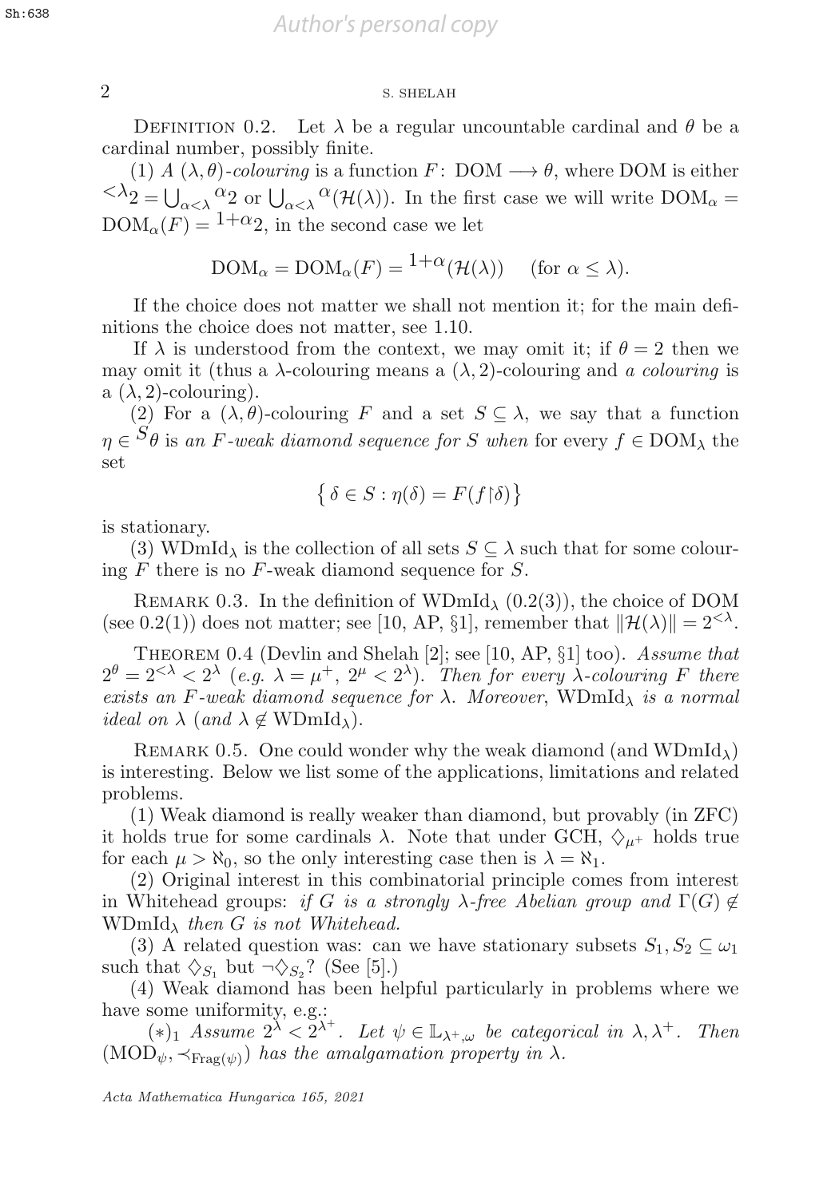Definition 0.2. Let $\lambda$ be a regular uncountable cardinal and $\theta$ be a cardinal number, possibly finite.

(1) *A* $(\lambda, \theta)$*-colouring* is a function $F\colon \mathrm{DOM} \longrightarrow \theta$, where DOM is either ${}^{<\lambda}2 = \bigcup_{\alpha<\lambda} {}^{\alpha}2$ or $\bigcup_{\alpha<\lambda} {}^{\alpha}(\mathcal{H}(\lambda))$. In the first case we will write $\mathrm{DOM}_\alpha = \mathrm{DOM}_\alpha(F) = {}^{1+\alpha}2$, in the second case we let

$$\mathrm{DOM}_\alpha = \mathrm{DOM}_\alpha(F) = {}^{1+\alpha}(\mathcal{H}(\lambda)) \quad (\text{for } \alpha \leq \lambda).$$

If the choice does not matter we shall not mention it; for the main definitions the choice does not matter, see 1.10.

If $\lambda$ is understood from the context, we may omit it; if $\theta = 2$ then we may omit it (thus a $\lambda$-colouring means a $(\lambda, 2)$-colouring and *a colouring* is a $(\lambda, 2)$-colouring).

(2) For a $(\lambda, \theta)$-colouring $F$ and a set $S \subseteq \lambda$, we say that a function $\eta \in {}^{S}\theta$ is *an* $F$*-weak diamond sequence for* $S$ *when* for every $f \in \mathrm{DOM}_\lambda$ the set

$$\{\delta \in S : \eta(\delta) = F(f{\restriction}\delta)\}$$

is stationary.

(3) $\mathrm{WDmId}_\lambda$ is the collection of all sets $S \subseteq \lambda$ such that for some colouring $F$ there is no $F$-weak diamond sequence for $S$.

Remark 0.3. In the definition of $\mathrm{WDmId}_\lambda$ (0.2(3)), the choice of DOM (see 0.2(1)) does not matter; see [10, AP, §1], remember that $\|\mathcal{H}(\lambda)\| = 2^{<\lambda}$.

Theorem 0.4 (Devlin and Shelah [2]; see [10, AP, §1] too). *Assume that* $2^\theta = 2^{<\lambda} < 2^\lambda$ *(e.g.* $\lambda = \mu^+$, $2^\mu < 2^\lambda$*). Then for every* $\lambda$*-colouring* $F$ *there exists an* $F$*-weak diamond sequence for* $\lambda$*. Moreover,* $\mathrm{WDmId}_\lambda$ *is a normal ideal on* $\lambda$ *(and* $\lambda \notin \mathrm{WDmId}_\lambda$*).*

Remark 0.5. One could wonder why the weak diamond (and $\mathrm{WDmId}_\lambda$) is interesting. Below we list some of the applications, limitations and related problems.

(1) Weak diamond is really weaker than diamond, but provably (in ZFC) it holds true for some cardinals $\lambda$. Note that under GCH, $\diamondsuit_{\mu^+}$ holds true for each $\mu > \aleph_0$, so the only interesting case then is $\lambda = \aleph_1$.

(2) Original interest in this combinatorial principle comes from interest in Whitehead groups: *if* $G$ *is a strongly* $\lambda$*-free Abelian group and* $\Gamma(G) \notin \mathrm{WDmId}_\lambda$ *then* $G$ *is not Whitehead.*

(3) A related question was: can we have stationary subsets $S_1, S_2 \subseteq \omega_1$ such that $\diamondsuit_{S_1}$ but $\neg\diamondsuit_{S_2}$? (See [5].)

(4) Weak diamond has been helpful particularly in problems where we have some uniformity, e.g.:

$(*)_1$ *Assume* $2^\lambda < 2^{\lambda^+}$*. Let* $\psi \in \mathbb{L}_{\lambda^+,\omega}$ *be categorical in* $\lambda, \lambda^+$*. Then* $(\mathrm{MOD}_\psi, \prec_{\mathrm{Frag}(\psi)})$ *has the amalgamation property in* $\lambda$*.*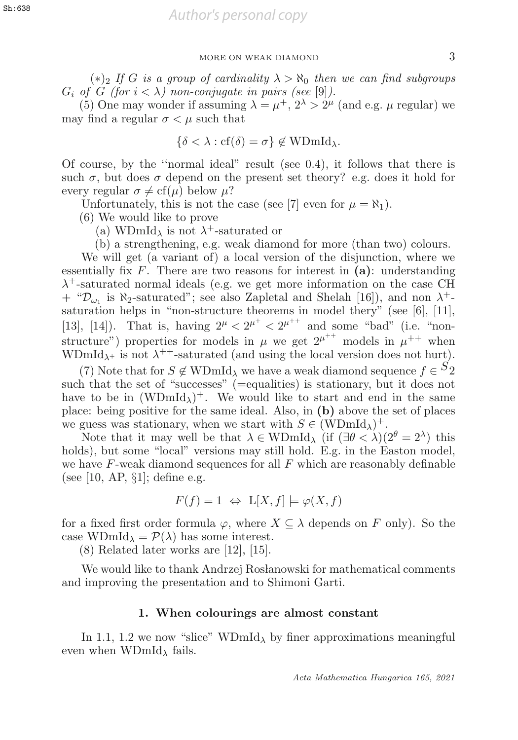$(*)_2$ *If $G$ is a group of cardinality $\lambda > \aleph_0$ then we can find subgroups $G_i$ of $G$ (for $i < \lambda$) non-conjugate in pairs (see* [9]*).*

(5) One may wonder if assuming $\lambda = \mu^+$, $2^\lambda > 2^\mu$ (and e.g. $\mu$ regular) we may find a regular $\sigma < \mu$ such that

$$\{\delta < \lambda : \mathrm{cf}(\delta) = \sigma\} \notin \mathrm{WDmId}_\lambda.$$

Of course, by the "normal ideal" result (see 0.4), it follows that there is such $\sigma$, but does $\sigma$ depend on the present set theory? e.g. does it hold for every regular $\sigma \neq \mathrm{cf}(\mu)$ below $\mu$?

Unfortunately, this is not the case (see [7] even for $\mu = \aleph_1$).

(6) We would like to prove

(a) $\mathrm{WDmId}_\lambda$ is not $\lambda^+$-saturated or

(b) a strengthening, e.g. weak diamond for more (than two) colours.

We will get (a variant of) a local version of the disjunction, where we essentially fix $F$. There are two reasons for interest in **(a)**: understanding $\lambda^+$-saturated normal ideals (e.g. we get more information on the case CH + "$\mathcal{D}_{\omega_1}$ is $\aleph_2$-saturated"; see also Zapletal and Shelah [16]), and non $\lambda^+$-saturation helps in "non-structure theorems in model thery" (see [6], [11], [13], [14]). That is, having $2^\mu < 2^{\mu^+} < 2^{\mu^{++}}$ and some "bad" (i.e. "non-structure") properties for models in $\mu$ we get $2^{\mu^{++}}$ models in $\mu^{++}$ when $\mathrm{WDmId}_{\lambda^+}$ is not $\lambda^{++}$-saturated (and using the local version does not hurt).

(7) Note that for $S \notin \mathrm{WDmId}_\lambda$ we have a weak diamond sequence $f \in {}^S2$ such that the set of "successes" (=equalities) is stationary, but it does not have to be in $(\mathrm{WDmId}_\lambda)^+$. We would like to start and end in the same place: being positive for the same ideal. Also, in **(b)** above the set of places we guess was stationary, when we start with $S \in (\mathrm{WDmId}_\lambda)^+$.

Note that it may well be that $\lambda \in \mathrm{WDmId}_\lambda$ (if $(\exists \theta < \lambda)(2^\theta = 2^\lambda)$ this holds), but some "local" versions may still hold. E.g. in the Easton model, we have $F$-weak diamond sequences for all $F$ which are reasonably definable (see [10, AP, §1]; define e.g.

$$F(f) = 1 \ \Leftrightarrow \ \mathrm{L}[X, f] \models \varphi(X, f)$$

for a fixed first order formula $\varphi$, where $X \subseteq \lambda$ depends on $F$ only). So the case $\mathrm{WDmId}_\lambda = \mathcal{P}(\lambda)$ has some interest.

(8) Related later works are [12], [15].

We would like to thank Andrzej Rosłanowski for mathematical comments and improving the presentation and to Shimoni Garti.

## 1. When colourings are almost constant

In 1.1, 1.2 we now "slice" $\mathrm{WDmId}_\lambda$ by finer approximations meaningful even when $\mathrm{WDmId}_\lambda$ fails.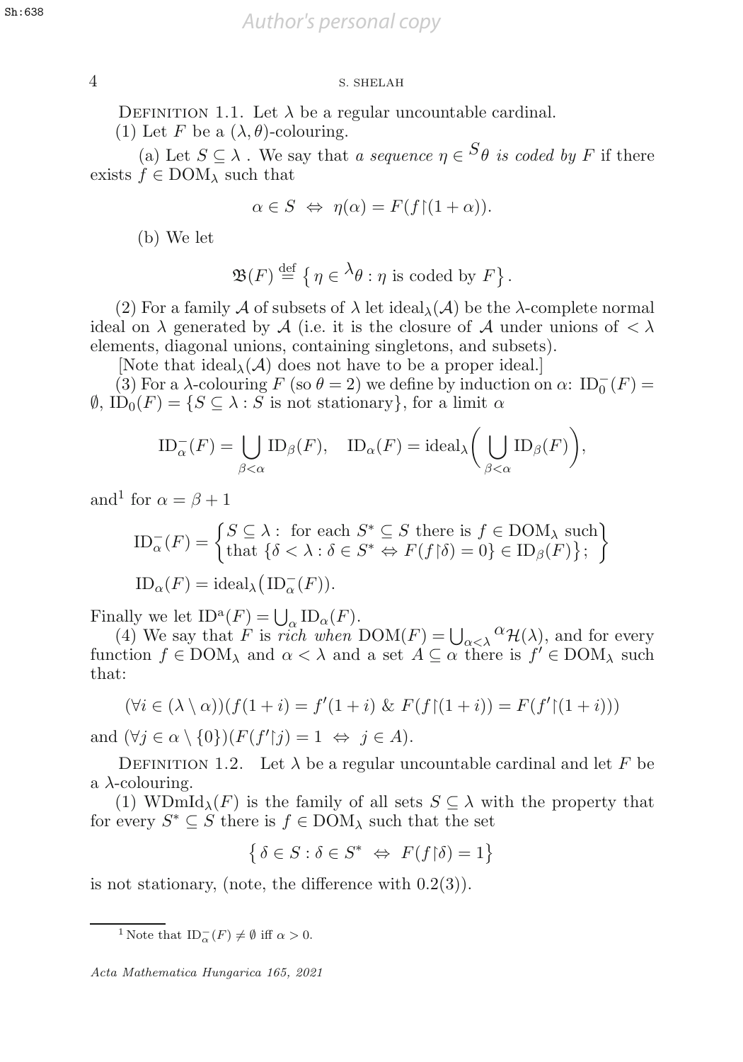Definition 1.1. Let $\lambda$ be a regular uncountable cardinal.

(1) Let $F$ be a $(\lambda, \theta)$-colouring.

(a) Let $S \subseteq \lambda$. We say that *a sequence* $\eta \in {}^{S}\theta$ *is coded by* $F$ if there exists $f \in \mathrm{DOM}_\lambda$ such that

$$\alpha \in S \;\Leftrightarrow\; \eta(\alpha) = F(f{\restriction}(1+\alpha)).$$

(b) We let

$$\mathfrak{B}(F) \stackrel{\text{def}}{=} \left\{ \eta \in {}^{\lambda}\theta : \eta \text{ is coded by } F \right\}.$$

(2) For a family $\mathcal{A}$ of subsets of $\lambda$ let $\mathrm{ideal}_\lambda(\mathcal{A})$ be the $\lambda$-complete normal ideal on $\lambda$ generated by $\mathcal{A}$ (i.e. it is the closure of $\mathcal{A}$ under unions of $< \lambda$ elements, diagonal unions, containing singletons, and subsets).

[Note that $\mathrm{ideal}_\lambda(\mathcal{A})$ does not have to be a proper ideal.]

(3) For a $\lambda$-colouring $F$ (so $\theta = 2$) we define by induction on $\alpha$: $\mathrm{ID}_0^-(F) = \emptyset$, $\mathrm{ID}_0(F) = \{S \subseteq \lambda : S \text{ is not stationary}\}$, for a limit $\alpha$

$$\mathrm{ID}_\alpha^-(F) = \bigcup_{\beta<\alpha} \mathrm{ID}_\beta(F), \quad \mathrm{ID}_\alpha(F) = \mathrm{ideal}_\lambda\bigg( \bigcup_{\beta<\alpha} \mathrm{ID}_\beta(F) \bigg),$$

and[1] for $\alpha = \beta + 1$

$$\mathrm{ID}_\alpha^-(F) = \begin{Bmatrix} S \subseteq \lambda : \text{ for each } S^* \subseteq S \text{ there is } f \in \mathrm{DOM}_\lambda \text{ such} \\ \text{that } \{\delta < \lambda : \delta \in S^* \Leftrightarrow F(f{\restriction}\delta) = 0\} \in \mathrm{ID}_\beta(F) \}; \end{Bmatrix}$$

$$\mathrm{ID}_\alpha(F) = \mathrm{ideal}_\lambda\big(\mathrm{ID}_\alpha^-(F)\big).$$

Finally we let $\mathrm{ID}^{\mathrm{a}}(F) = \bigcup_\alpha \mathrm{ID}_\alpha(F)$.

(4) We say that $F$ is *rich when* $\mathrm{DOM}(F) = \bigcup_{\alpha<\lambda} {}^{\alpha}\mathcal{H}(\lambda)$, and for every function $f \in \mathrm{DOM}_\lambda$ and $\alpha < \lambda$ and a set $A \subseteq \alpha$ there is $f' \in \mathrm{DOM}_\lambda$ such that:

$$(\forall i \in (\lambda \setminus \alpha))(f(1+i) = f'(1+i) \;\&\; F(f{\restriction}(1+i)) = F(f'{\restriction}(1+i)))$$

and $(\forall j \in \alpha \setminus \{0\})(F(f'{\restriction}j) = 1 \;\Leftrightarrow\; j \in A)$.

Definition 1.2. Let $\lambda$ be a regular uncountable cardinal and let $F$ be a $\lambda$-colouring.

(1) $\mathrm{WDmId}_\lambda(F)$ is the family of all sets $S \subseteq \lambda$ with the property that for every $S^* \subseteq S$ there is $f \in \mathrm{DOM}_\lambda$ such that the set

$$\left\{ \delta \in S : \delta \in S^* \;\Leftrightarrow\; F(f{\restriction}\delta) = 1 \right\}$$

is not stationary, (note, the difference with 0.2(3)).

[1] Note that $\mathrm{ID}_\alpha^-(F) \neq \emptyset$ iff $\alpha > 0$.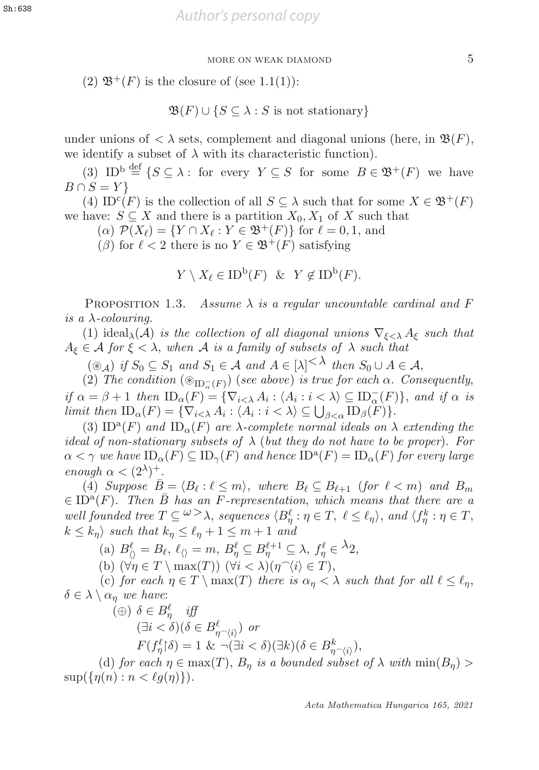(2) $\mathfrak{B}^+(F)$ is the closure of (see 1.1(1)):

$$\mathfrak{B}(F) \cup \{S \subseteq \lambda : S \text{ is not stationary}\}$$

under unions of $< \lambda$ sets, complement and diagonal unions (here, in $\mathfrak{B}(F)$, we identify a subset of $\lambda$ with its characteristic function).

(3) $\mathrm{ID}^{\mathrm{b}} \overset{\mathrm{def}}{=} \{S \subseteq \lambda :$ for every $Y \subseteq S$ for some $B \in \mathfrak{B}^+(F)$ we have $B \cap S = Y\}$

(4) $\mathrm{ID}^{\mathrm{c}}(F)$ is the collection of all $S \subseteq \lambda$ such that for some $X \in \mathfrak{B}^+(F)$ we have: $S \subseteq X$ and there is a partition $X_0, X_1$ of $X$ such that

($\alpha$) $\mathcal{P}(X_\ell) = \{Y \cap X_\ell : Y \in \mathfrak{B}^+(F)\}$ for $\ell = 0, 1$, and

($\beta$) for $\ell < 2$ there is no $Y \in \mathfrak{B}^+(F)$ satisfying

$$Y \setminus X_\ell \in \mathrm{ID}^{\mathrm{b}}(F) \ \ \& \ \ Y \notin \mathrm{ID}^{\mathrm{b}}(F).$$

Proposition 1.3. *Assume $\lambda$ is a regular uncountable cardinal and $F$ is a $\lambda$-colouring.*

(1) *$\mathrm{ideal}_\lambda(\mathcal{A})$ is the collection of all diagonal unions $\nabla_{\xi<\lambda} A_\xi$ such that $A_\xi \in \mathcal{A}$ for $\xi < \lambda$, when $\mathcal{A}$ is a family of subsets of $\lambda$ such that*

($\circledast_{\mathcal{A}}$) *if $S_0 \subseteq S_1$ and $S_1 \in \mathcal{A}$ and $A \in [\lambda]^{<\lambda}$ then $S_0 \cup A \in \mathcal{A}$,*

(2) *The condition ($\circledast_{\mathrm{ID}^-_\alpha(F)}$) (see above) is true for each $\alpha$. Consequently, if $\alpha = \beta + 1$ then $\mathrm{ID}_\alpha(F) = \{\nabla_{i<\lambda} A_i : \langle A_i : i < \lambda\rangle \subseteq \mathrm{ID}^-_\alpha(F)\}$, and if $\alpha$ is limit then $\mathrm{ID}_\alpha(F) = \{\nabla_{i<\lambda} A_i : \langle A_i : i < \lambda\rangle \subseteq \bigcup_{\beta<\alpha} \mathrm{ID}_\beta(F)\}$.*

(3) *$\mathrm{ID}^{\mathrm{a}}(F)$ and $\mathrm{ID}_\alpha(F)$ are $\lambda$-complete normal ideals on $\lambda$ extending the ideal of non-stationary subsets of $\lambda$ (but they do not have to be proper). For $\alpha < \gamma$ we have $\mathrm{ID}_\alpha(F) \subseteq \mathrm{ID}_\gamma(F)$ and hence $\mathrm{ID}^{\mathrm{a}}(F) = \mathrm{ID}_\alpha(F)$ for every large enough $\alpha < (2^\lambda)^+$.*

(4) *Suppose $\bar{B} = \langle B_\ell : \ell \leq m\rangle$, where $B_\ell \subseteq B_{\ell+1}$ (for $\ell < m$) and $B_m \in \mathrm{ID}^{\mathrm{a}}(F)$. Then $\bar{B}$ has an $F$-representation, which means that there are a well founded tree $T \subseteq {}^{\omega>}\lambda$, sequences $\langle B^\ell_\eta : \eta \in T,\ \ell \leq \ell_\eta\rangle$, and $\langle f^k_\eta : \eta \in T,\ k \leq k_\eta\rangle$ such that $k_\eta \leq \ell_\eta + 1 \leq m + 1$ and*

(a) *$B^\ell_{\langle\rangle} = B_\ell$, $\ell_{\langle\rangle} = m$, $B^\ell_\eta \subseteq B^{\ell+1}_\eta \subseteq \lambda$, $f^\ell_\eta \in {}^\lambda 2$,*

(b) *$(\forall \eta \in T \setminus \max(T))\ (\forall i < \lambda)(\eta^\frown\langle i\rangle \in T)$,*

(c) *for each $\eta \in T \setminus \max(T)$ there is $\alpha_\eta < \lambda$ such that for all $\ell \leq \ell_\eta$, $\delta \in \lambda \setminus \alpha_\eta$ we have:*

($\oplus$) *$\delta \in B^\ell_\eta$ iff*
*$(\exists i < \delta)(\delta \in B^\ell_{\eta^\frown\langle i\rangle})$ or*
*$F(f^\ell_\eta{\restriction}\delta) = 1$ & $\neg(\exists i < \delta)(\exists k)(\delta \in B^k_{\eta^\frown\langle i\rangle})$,*

(d) *for each $\eta \in \max(T)$, $B_\eta$ is a bounded subset of $\lambda$ with $\min(B_\eta) > \sup(\{\eta(n) : n < \ell g(\eta)\})$.*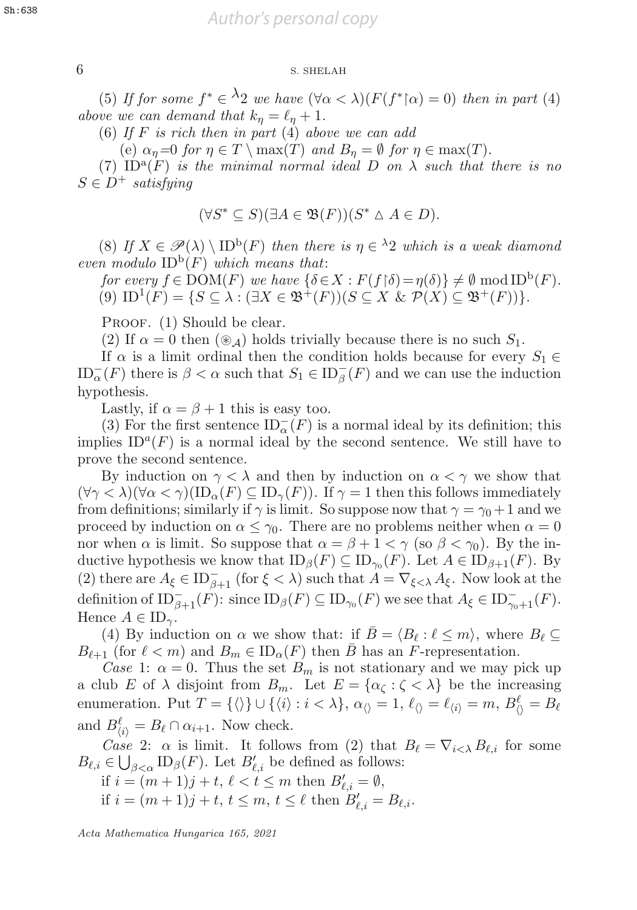(5) *If for some* $f^* \in {}^{\lambda}2$ *we have* $(\forall \alpha < \lambda)(F(f^*{\restriction}\alpha) = 0)$ *then in part* (4) *above we can demand that* $k_\eta = \ell_\eta + 1$.

(6) *If* $F$ *is rich then in part* (4) *above we can add*

(e) $\alpha_\eta{=}0$ *for* $\eta \in T \setminus \max(T)$ *and* $B_\eta = \emptyset$ *for* $\eta \in \max(T)$.

(7) $\mathrm{ID}^{\mathrm{a}}(F)$ *is the minimal normal ideal* $D$ *on* $\lambda$ *such that there is no* $S \in D^+$ *satisfying*

$$(\forall S^* \subseteq S)(\exists A \in \mathfrak{B}(F))(S^* \vartriangle A \in D).$$

(8) *If* $X \in \mathscr{P}(\lambda) \setminus \mathrm{ID}^{\mathrm{b}}(F)$ *then there is* $\eta \in {}^{\lambda}2$ *which is a weak diamond even modulo* $\mathrm{ID}^{\mathrm{b}}(F)$ *which means that*:

*for every* $f \in \mathrm{DOM}(F)$ *we have* $\{\delta \in X : F(f{\restriction}\delta) = \eta(\delta)\} \neq \emptyset \bmod \mathrm{ID}^{\mathrm{b}}(F)$.

(9) $\mathrm{ID}^1(F) = \{S \subseteq \lambda : (\exists X \in \mathfrak{B}^+(F))(S \subseteq X \ \&\ \mathcal{P}(X) \subseteq \mathfrak{B}^+(F))\}$.

Proof. (1) Should be clear.

(2) If $\alpha = 0$ then $(\circledast_{\mathcal{A}})$ holds trivially because there is no such $S_1$.

If $\alpha$ is a limit ordinal then the condition holds because for every $S_1 \in \mathrm{ID}^-_\alpha(F)$ there is $\beta < \alpha$ such that $S_1 \in \mathrm{ID}^-_\beta(F)$ and we can use the induction hypothesis.

Lastly, if $\alpha = \beta + 1$ this is easy too.

(3) For the first sentence $\mathrm{ID}^-_\alpha(F)$ is a normal ideal by its definition; this implies $\mathrm{ID}^a(F)$ is a normal ideal by the second sentence. We still have to prove the second sentence.

By induction on $\gamma < \lambda$ and then by induction on $\alpha < \gamma$ we show that $(\forall \gamma < \lambda)(\forall \alpha < \gamma)(\mathrm{ID}_\alpha(F) \subseteq \mathrm{ID}_\gamma(F))$. If $\gamma = 1$ then this follows immediately from definitions; similarly if $\gamma$ is limit. So suppose now that $\gamma = \gamma_0 + 1$ and we proceed by induction on $\alpha \leq \gamma_0$. There are no problems neither when $\alpha = 0$ nor when $\alpha$ is limit. So suppose that $\alpha = \beta + 1 < \gamma$ (so $\beta < \gamma_0$). By the inductive hypothesis we know that $\mathrm{ID}_\beta(F) \subseteq \mathrm{ID}_{\gamma_0}(F)$. Let $A \in \mathrm{ID}_{\beta+1}(F)$. By (2) there are $A_\xi \in \mathrm{ID}^-_{\beta+1}$ (for $\xi < \lambda$) such that $A = \nabla_{\xi<\lambda} A_\xi$. Now look at the definition of $\mathrm{ID}^-_{\beta+1}(F)$: since $\mathrm{ID}_\beta(F) \subseteq \mathrm{ID}_{\gamma_0}(F)$ we see that $A_\xi \in \mathrm{ID}^-_{\gamma_0+1}(F)$. Hence $A \in \mathrm{ID}_\gamma$.

(4) By induction on $\alpha$ we show that: if $\bar{B} = \langle B_\ell : \ell \leq m \rangle$, where $B_\ell \subseteq B_{\ell+1}$ (for $\ell < m$) and $B_m \in \mathrm{ID}_\alpha(F)$ then $\bar{B}$ has an $F$-representation.

*Case* 1: $\alpha = 0$. Thus the set $B_m$ is not stationary and we may pick up a club $E$ of $\lambda$ disjoint from $B_m$. Let $E = \{\alpha_\zeta : \zeta < \lambda\}$ be the increasing enumeration. Put $T = \{\langle\rangle\} \cup \{\langle i \rangle : i < \lambda\}$, $\alpha_{\langle\rangle} = 1$, $\ell_{\langle\rangle} = \ell_{\langle i \rangle} = m$, $B^\ell_{\langle\rangle} = B_\ell$ and $B^\ell_{\langle i \rangle} = B_\ell \cap \alpha_{i+1}$. Now check.

*Case* 2: $\alpha$ is limit. It follows from (2) that $B_\ell = \nabla_{i<\lambda} B_{\ell,i}$ for some $B_{\ell,i} \in \bigcup_{\beta<\alpha} \mathrm{ID}_\beta(F)$. Let $B'_{\ell,i}$ be defined as follows:

if $i = (m+1)j + t$, $\ell < t \leq m$ then $B'_{\ell,i} = \emptyset$,

if $i = (m+1)j + t$, $t \leq m$, $t \leq \ell$ then $B'_{\ell,i} = B_{\ell,i}$.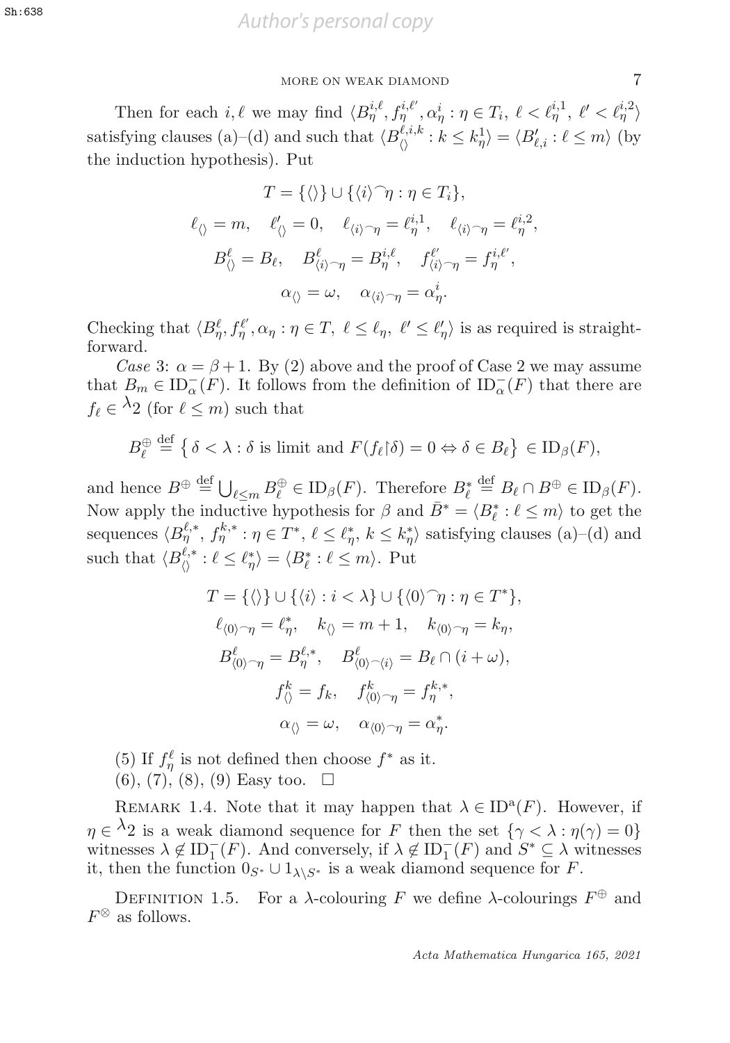Then for each $i, \ell$ we may find $\langle B^{i,\ell}_\eta, f^{i,\ell'}_\eta, \alpha^i_\eta : \eta \in T_i,\ \ell < \ell^{i,1}_\eta,\ \ell' < \ell^{i,2}_\eta \rangle$ satisfying clauses (a)–(d) and such that $\langle B^{\ell,i,k}_{\langle\rangle} : k \le k^1_\eta \rangle = \langle B'_{\ell,i} : \ell \le m \rangle$ (by the induction hypothesis). Put

$$T = \{\langle\rangle\} \cup \{\langle i \rangle^\frown \eta : \eta \in T_i\},$$

$$\ell_{\langle\rangle} = m, \quad \ell'_{\langle\rangle} = 0, \quad \ell_{\langle i \rangle^\frown \eta} = \ell^{i,1}_\eta, \quad \ell_{\langle i \rangle^\frown \eta} = \ell^{i,2}_\eta,$$

$$B^\ell_{\langle\rangle} = B_\ell, \quad B^\ell_{\langle i \rangle^\frown \eta} = B^{i,\ell}_\eta, \quad f^{\ell'}_{\langle i \rangle^\frown \eta} = f^{i,\ell'}_\eta,$$

$$\alpha_{\langle\rangle} = \omega, \quad \alpha_{\langle i \rangle^\frown \eta} = \alpha^i_\eta.$$

Checking that $\langle B^\ell_\eta, f^{\ell'}_\eta, \alpha_\eta : \eta \in T,\ \ell \le \ell_\eta,\ \ell' \le \ell'_\eta \rangle$ is as required is straightforward.

*Case* 3: $\alpha = \beta + 1$. By (2) above and the proof of Case 2 we may assume that $B_m \in \mathrm{ID}^-_\alpha(F)$. It follows from the definition of $\mathrm{ID}^-_\alpha(F)$ that there are $f_\ell \in {}^\lambda 2$ (for $\ell \le m$) such that

$$B^\oplus_\ell \stackrel{\text{def}}{=} \big\{ \delta < \lambda : \delta \text{ is limit and } F(f_\ell {\restriction} \delta) = 0 \Leftrightarrow \delta \in B_\ell \big\} \in \mathrm{ID}_\beta(F),$$

and hence $B^\oplus \stackrel{\text{def}}{=} \bigcup_{\ell \le m} B^\oplus_\ell \in \mathrm{ID}_\beta(F)$. Therefore $B^*_\ell \stackrel{\text{def}}{=} B_\ell \cap B^\oplus \in \mathrm{ID}_\beta(F)$. Now apply the inductive hypothesis for $\beta$ and $\bar{B}^* = \langle B^*_\ell : \ell \le m \rangle$ to get the sequences $\langle B^{\ell,*}_\eta,\ f^{k,*}_\eta : \eta \in T^*,\ \ell \le \ell^*_\eta,\ k \le k^*_\eta \rangle$ satisfying clauses (a)–(d) and such that $\langle B^{\ell,*}_{\langle\rangle} : \ell \le \ell^*_\eta \rangle = \langle B^*_\ell : \ell \le m \rangle$. Put

$$T = \{\langle\rangle\} \cup \{\langle i \rangle : i < \lambda\} \cup \{\langle 0 \rangle^\frown \eta : \eta \in T^*\},$$

$$\ell_{\langle 0 \rangle^\frown \eta} = \ell^*_\eta, \quad k_{\langle\rangle} = m+1, \quad k_{\langle 0 \rangle^\frown \eta} = k_\eta,$$

$$B^\ell_{\langle 0 \rangle^\frown \eta} = B^{\ell,*}_\eta, \quad B^\ell_{\langle 0 \rangle^\frown \langle i \rangle} = B_\ell \cap (i + \omega),$$

$$f^k_{\langle\rangle} = f_k, \quad f^k_{\langle 0 \rangle^\frown \eta} = f^{k,*}_\eta,$$

$$\alpha_{\langle\rangle} = \omega, \quad \alpha_{\langle 0 \rangle^\frown \eta} = \alpha^*_\eta.$$

(5) If $f^\ell_\eta$ is not defined then choose $f^*$ as it.
(6), (7), (8), (9) Easy too. $\square$

Remark 1.4. Note that it may happen that $\lambda \in \mathrm{ID}^{\mathrm{a}}(F)$. However, if $\eta \in {}^\lambda 2$ is a weak diamond sequence for $F$ then the set $\{\gamma < \lambda : \eta(\gamma) = 0\}$ witnesses $\lambda \notin \mathrm{ID}^-_1(F)$. And conversely, if $\lambda \notin \mathrm{ID}^-_1(F)$ and $S^* \subseteq \lambda$ witnesses it, then the function $0_{S^*} \cup 1_{\lambda \setminus S^*}$ is a weak diamond sequence for $F$.

Definition 1.5. For a $\lambda$-colouring $F$ we define $\lambda$-colourings $F^\oplus$ and $F^\otimes$ as follows.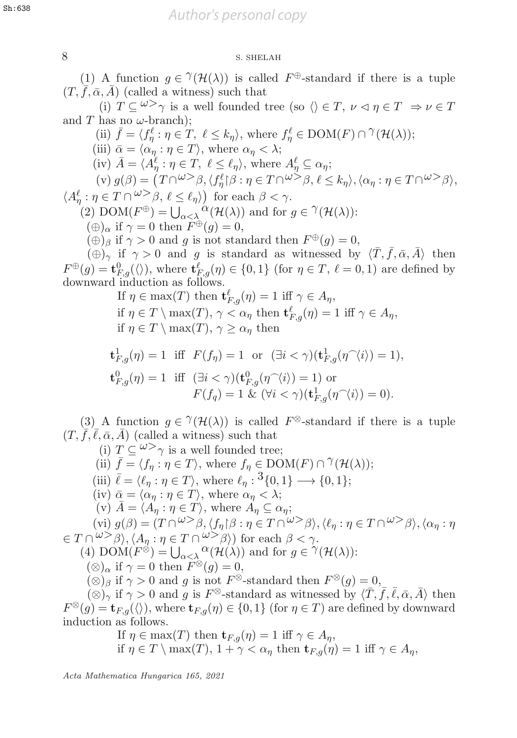(1) A function $g \in {}^{\gamma}(\mathcal{H}(\lambda))$ is called $F^{\oplus}$-standard if there is a tuple $(T, \bar{f}, \bar{\alpha}, \bar{A})$ (called a witness) such that

(i) $T \subseteq {}^{\omega >}\gamma$ is a well founded tree (so $\langle\rangle \in T$, $\nu \triangleleft \eta \in T \Rightarrow \nu \in T$ and $T$ has no $\omega$-branch);

(ii) $\bar{f} = \langle f^{\ell}_{\eta} : \eta \in T,\ \ell \leq k_{\eta}\rangle$, where $f^{\ell}_{\eta} \in \mathrm{DOM}(F) \cap {}^{\gamma}(\mathcal{H}(\lambda))$;

(iii) $\bar{\alpha} = \langle \alpha_{\eta} : \eta \in T\rangle$, where $\alpha_{\eta} < \lambda$;

(iv) $\bar{A} = \langle A^{\ell}_{\eta} : \eta \in T,\ \ell \leq \ell_{\eta}\rangle$, where $A^{\ell}_{\eta} \subseteq \alpha_{\eta}$;

(v) $g(\beta) = \big(T \cap {}^{\omega >}\beta, \langle f^{\ell}_{\eta}{\restriction}\beta : \eta \in T \cap {}^{\omega >}\beta, \ell \leq k_{\eta}\rangle, \langle \alpha_{\eta} : \eta \in T \cap {}^{\omega >}\beta\rangle, \langle A^{\ell}_{\eta} : \eta \in T \cap {}^{\omega >}\beta,\ \ell \leq \ell_{\eta}\rangle\big)$ for each $\beta < \gamma$.

(2) $\mathrm{DOM}(F^{\oplus}) = \bigcup_{\alpha < \lambda} {}^{\alpha}(\mathcal{H}(\lambda))$ and for $g \in {}^{\gamma}(\mathcal{H}(\lambda))$:

$(\oplus)_{\alpha}$ if $\gamma = 0$ then $F^{\oplus}(g) = 0$,

$(\oplus)_{\beta}$ if $\gamma > 0$ and $g$ is not standard then $F^{\oplus}(g) = 0$,

$(\oplus)_{\gamma}$ if $\gamma > 0$ and $g$ is standard as witnessed by $\langle \bar{T}, \bar{f}, \bar{\alpha}, \bar{A}\rangle$ then $F^{\oplus}(g) = \mathbf{t}^{0}_{F,g}(\langle\rangle)$, where $\mathbf{t}^{\ell}_{F,g}(\eta) \in \{0,1\}$ (for $\eta \in T$, $\ell = 0,1$) are defined by downward induction as follows.

If $\eta \in \max(T)$ then $\mathbf{t}^{\ell}_{F,g}(\eta) = 1$ iff $\gamma \in A_{\eta}$,
if $\eta \in T \setminus \max(T)$, $\gamma < \alpha_{\eta}$ then $\mathbf{t}^{\ell}_{F,g}(\eta) = 1$ iff $\gamma \in A_{\eta}$,
if $\eta \in T \setminus \max(T)$, $\gamma \geq \alpha_{\eta}$ then

$$\mathbf{t}^{1}_{F,g}(\eta) = 1 \ \text{ iff } \ F(f_{\eta}) = 1 \ \text{ or } \ (\exists i < \gamma)(\mathbf{t}^{1}_{F,g}(\eta^{\frown}\langle i\rangle) = 1),$$

$$\mathbf{t}^{0}_{F,g}(\eta) = 1 \ \text{ iff } \ (\exists i < \gamma)(\mathbf{t}^{0}_{F,g}(\eta^{\frown}\langle i\rangle) = 1) \text{ or } F(f_{q}) = 1 \ \&\ (\forall i < \gamma)(\mathbf{t}^{1}_{F,g}(\eta^{\frown}\langle i\rangle) = 0).$$

(3) A function $g \in {}^{\gamma}(\mathcal{H}(\lambda))$ is called $F^{\otimes}$-standard if there is a tuple $(T, \bar{f}, \bar{\ell}, \bar{\alpha}, \bar{A})$ (called a witness) such that

(i) $T \subseteq {}^{\omega >}\gamma$ is a well founded tree;

(ii) $\bar{f} = \langle f_{\eta} : \eta \in T\rangle$, where $f_{\eta} \in \mathrm{DOM}(F) \cap {}^{\gamma}(\mathcal{H}(\lambda))$;

(iii) $\bar{\ell} = \langle \ell_{\eta} : \eta \in T\rangle$, where $\ell_{\eta} : {}^{3}\{0,1\} \longrightarrow \{0,1\}$;

(iv) $\bar{\alpha} = \langle \alpha_{\eta} : \eta \in T\rangle$, where $\alpha_{\eta} < \lambda$;

(v) $\bar{A} = \langle A_{\eta} : \eta \in T\rangle$, where $A_{\eta} \subseteq \alpha_{\eta}$;

(vi) $g(\beta) = (T \cap {}^{\omega >}\beta, \langle f_{\eta}{\restriction}\beta : \eta \in T \cap {}^{\omega >}\beta\rangle, \langle \ell_{\eta} : \eta \in T \cap {}^{\omega >}\beta\rangle, \langle \alpha_{\eta} : \eta \in T \cap {}^{\omega >}\beta\rangle, \langle A_{\eta} : \eta \in T \cap {}^{\omega >}\beta\rangle)$ for each $\beta < \gamma$.

(4) $\mathrm{DOM}(F^{\otimes}) = \bigcup_{\alpha < \lambda} {}^{\alpha}(\mathcal{H}(\lambda))$ and for $g \in {}^{\gamma}(\mathcal{H}(\lambda))$:

$(\otimes)_{\alpha}$ if $\gamma = 0$ then $F^{\otimes}(g) = 0$,

$(\otimes)_{\beta}$ if $\gamma > 0$ and $g$ is not $F^{\otimes}$-standard then $F^{\otimes}(g) = 0$,

$(\otimes)_{\gamma}$ if $\gamma > 0$ and $g$ is $F^{\otimes}$-standard as witnessed by $\langle \bar{T}, \bar{f}, \bar{\ell}, \bar{\alpha}, \bar{A}\rangle$ then $F^{\otimes}(g) = \mathbf{t}_{F,g}(\langle\rangle)$, where $\mathbf{t}_{F,g}(\eta) \in \{0,1\}$ (for $\eta \in T$) are defined by downward induction as follows.

If $\eta \in \max(T)$ then $\mathbf{t}_{F,g}(\eta) = 1$ iff $\gamma \in A_{\eta}$,
if $\eta \in T \setminus \max(T)$, $1 + \gamma < \alpha_{\eta}$ then $\mathbf{t}_{F,g}(\eta) = 1$ iff $\gamma \in A_{\eta}$,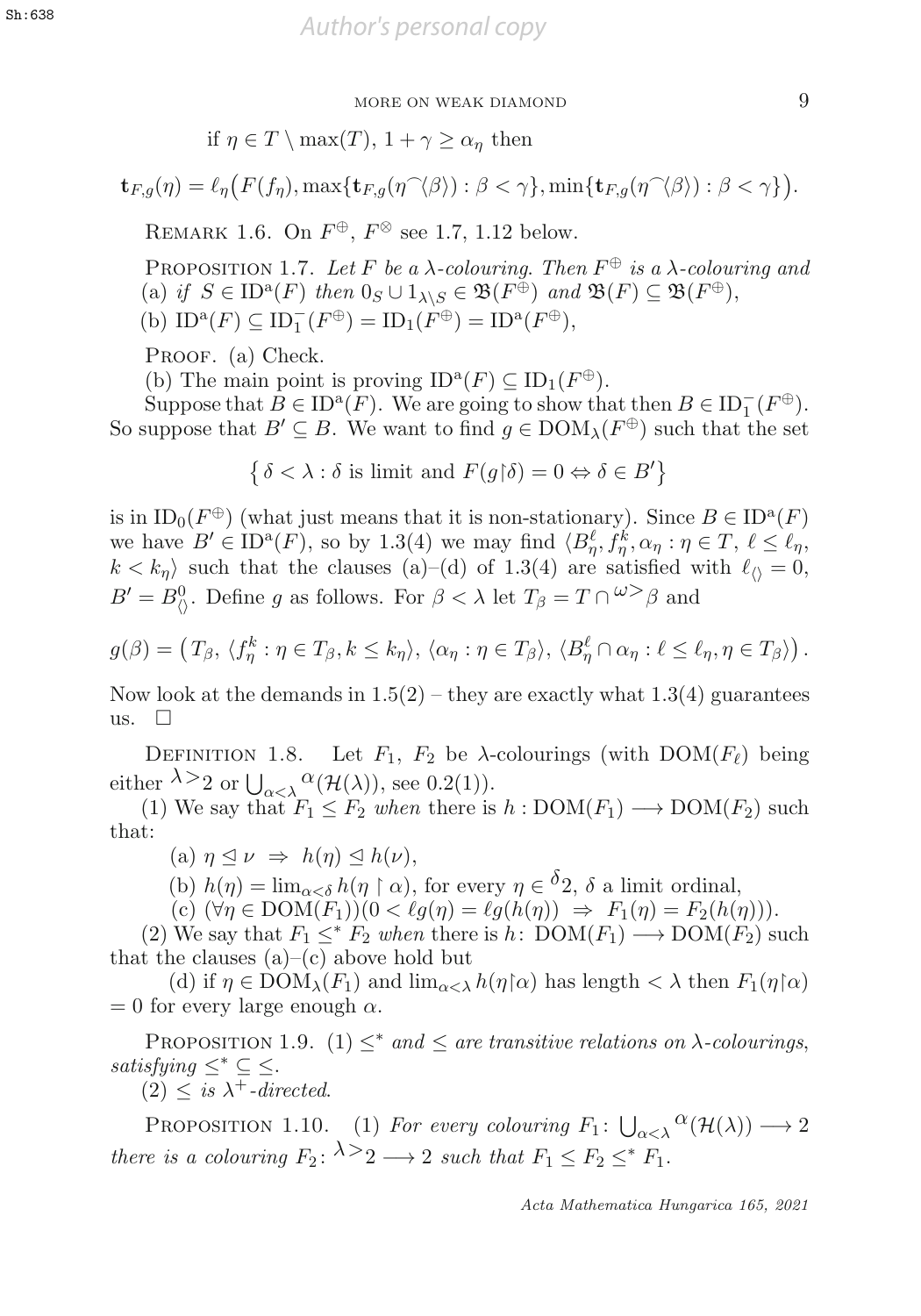if $\eta \in T \setminus \max(T)$, $1 + \gamma \geq \alpha_\eta$ then

$$\mathbf{t}_{F,g}(\eta) = \ell_\eta\big(F(f_\eta), \max\{\mathbf{t}_{F,g}(\eta^\frown\langle\beta\rangle) : \beta < \gamma\}, \min\{\mathbf{t}_{F,g}(\eta^\frown\langle\beta\rangle) : \beta < \gamma\}\big).$$

REMARK 1.6. On $F^\oplus$, $F^\otimes$ see 1.7, 1.12 below.

PROPOSITION 1.7. *Let $F$ be a $\lambda$-colouring. Then $F^\oplus$ is a $\lambda$-colouring and*
(a) *if $S \in \mathrm{ID}^{\mathrm{a}}(F)$ then $0_S \cup 1_{\lambda \setminus S} \in \mathfrak{B}(F^\oplus)$ and $\mathfrak{B}(F) \subseteq \mathfrak{B}(F^\oplus)$,*
(b) $\mathrm{ID}^{\mathrm{a}}(F) \subseteq \mathrm{ID}_1^-(F^\oplus) = \mathrm{ID}_1(F^\oplus) = \mathrm{ID}^{\mathrm{a}}(F^\oplus)$,

PROOF. (a) Check.

(b) The main point is proving $\mathrm{ID}^{\mathrm{a}}(F) \subseteq \mathrm{ID}_1(F^\oplus)$.

Suppose that $B \in \mathrm{ID}^{\mathrm{a}}(F)$. We are going to show that then $B \in \mathrm{ID}_1^-(F^\oplus)$. So suppose that $B' \subseteq B$. We want to find $g \in \mathrm{DOM}_\lambda(F^\oplus)$ such that the set

$$\big\{\delta < \lambda : \delta \text{ is limit and } F(g{\restriction}\delta) = 0 \Leftrightarrow \delta \in B'\big\}$$

is in $\mathrm{ID}_0(F^\oplus)$ (what just means that it is non-stationary). Since $B \in \mathrm{ID}^{\mathrm{a}}(F)$ we have $B' \in \mathrm{ID}^{\mathrm{a}}(F)$, so by 1.3(4) we may find $\langle B_\eta^\ell, f_\eta^k, \alpha_\eta : \eta \in T,\ \ell \leq \ell_\eta,\ k < k_\eta\rangle$ such that the clauses (a)–(d) of 1.3(4) are satisfied with $\ell_{\langle\rangle} = 0$, $B' = B_{\langle\rangle}^0$. Define $g$ as follows. For $\beta < \lambda$ let $T_\beta = T \cap {}^{\omega>}\beta$ and

$$g(\beta) = \big(T_\beta,\ \langle f_\eta^k : \eta \in T_\beta, k \leq k_\eta\rangle,\ \langle \alpha_\eta : \eta \in T_\beta\rangle,\ \langle B_\eta^\ell \cap \alpha_\eta : \ell \leq \ell_\eta, \eta \in T_\beta\rangle\big).$$

Now look at the demands in 1.5(2) – they are exactly what 1.3(4) guarantees us. $\square$

DEFINITION 1.8. Let $F_1$, $F_2$ be $\lambda$-colourings (with $\mathrm{DOM}(F_\ell)$ being either ${}^{\lambda>}2$ or $\bigcup_{\alpha<\lambda} {}^\alpha(\mathcal{H}(\lambda))$, see 0.2(1)).

(1) We say that $F_1 \leq F_2$ *when* there is $h : \mathrm{DOM}(F_1) \longrightarrow \mathrm{DOM}(F_2)$ such that:

(a) $\eta \trianglelefteq \nu \ \Rightarrow\ h(\eta) \trianglelefteq h(\nu)$,

(b) $h(\eta) = \lim_{\alpha<\delta} h(\eta \restriction \alpha)$, for every $\eta \in {}^\delta 2$, $\delta$ a limit ordinal,

(c) $(\forall \eta \in \mathrm{DOM}(F_1))(0 < \ell g(\eta) = \ell g(h(\eta)) \ \Rightarrow\ F_1(\eta) = F_2(h(\eta)))$.

(2) We say that $F_1 \leq^* F_2$ *when* there is $h\colon \mathrm{DOM}(F_1) \longrightarrow \mathrm{DOM}(F_2)$ such that the clauses (a)–(c) above hold but

(d) if $\eta \in \mathrm{DOM}_\lambda(F_1)$ and $\lim_{\alpha<\lambda} h(\eta{\restriction}\alpha)$ has length $< \lambda$ then $F_1(\eta{\restriction}\alpha) = 0$ for every large enough $\alpha$.

PROPOSITION 1.9. (1) *$\leq^*$ and $\leq$ are transitive relations on $\lambda$-colourings, satisfying $\leq^* \subseteq \leq$.*
(2) *$\leq$ is $\lambda^+$-directed.*

PROPOSITION 1.10. (1) *For every colouring $F_1\colon \bigcup_{\alpha<\lambda} {}^\alpha(\mathcal{H}(\lambda)) \longrightarrow 2$ there is a colouring $F_2\colon {}^{\lambda>}2 \longrightarrow 2$ such that $F_1 \leq F_2 \leq^* F_1$.*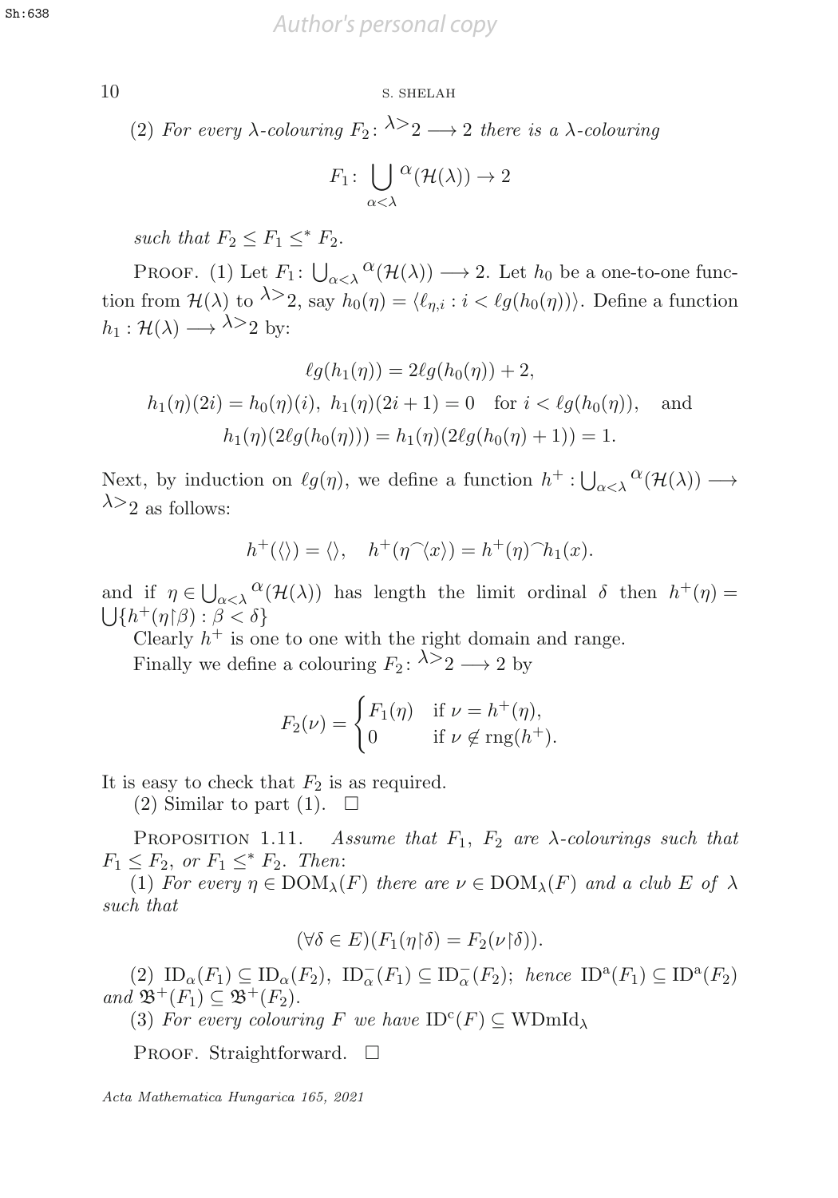(2) *For every $\lambda$-colouring $F_2\colon {}^{\lambda>}2 \longrightarrow 2$ there is a $\lambda$-colouring*

$$F_1\colon \bigcup_{\alpha<\lambda} {}^{\alpha}(\mathcal{H}(\lambda)) \to 2$$

*such that $F_2 \leq F_1 \leq^* F_2$.*

Proof. (1) Let $F_1\colon \bigcup_{\alpha<\lambda} {}^{\alpha}(\mathcal{H}(\lambda)) \longrightarrow 2$. Let $h_0$ be a one-to-one function from $\mathcal{H}(\lambda)$ to ${}^{\lambda>}2$, say $h_0(\eta) = \langle \ell_{\eta,i} : i < \ell g(h_0(\eta))\rangle$. Define a function $h_1 : \mathcal{H}(\lambda) \longrightarrow {}^{\lambda>}2$ by:

$$\ell g(h_1(\eta)) = 2\ell g(h_0(\eta)) + 2,$$
$$h_1(\eta)(2i) = h_0(\eta)(i),\ h_1(\eta)(2i+1) = 0 \quad \text{for } i < \ell g(h_0(\eta)), \quad \text{and}$$
$$h_1(\eta)(2\ell g(h_0(\eta))) = h_1(\eta)(2\ell g(h_0(\eta)+1)) = 1.$$

Next, by induction on $\ell g(\eta)$, we define a function $h^+ : \bigcup_{\alpha<\lambda} {}^{\alpha}(\mathcal{H}(\lambda)) \longrightarrow {}^{\lambda>}2$ as follows:

$$h^+(\langle\rangle) = \langle\rangle, \quad h^+(\eta^\frown\langle x\rangle) = h^+(\eta)^\frown h_1(x).$$

and if $\eta \in \bigcup_{\alpha<\lambda} {}^{\alpha}(\mathcal{H}(\lambda))$ has length the limit ordinal $\delta$ then $h^+(\eta) = \bigcup\{h^+(\eta{\restriction}\beta) : \beta < \delta\}$

Clearly $h^+$ is one to one with the right domain and range.

Finally we define a colouring $F_2\colon {}^{\lambda>}2 \longrightarrow 2$ by

$$F_2(\nu) = \begin{cases} F_1(\eta) & \text{if } \nu = h^+(\eta), \\ 0 & \text{if } \nu \notin \mathrm{rng}(h^+). \end{cases}$$

It is easy to check that $F_2$ is as required.

(2) Similar to part (1). $\square$

Proposition 1.11. *Assume that $F_1$, $F_2$ are $\lambda$-colourings such that $F_1 \leq F_2$, or $F_1 \leq^* F_2$. Then*:

(1) *For every $\eta \in \mathrm{DOM}_\lambda(F)$ there are $\nu \in \mathrm{DOM}_\lambda(F)$ and a club $E$ of $\lambda$ such that*

$$(\forall \delta \in E)(F_1(\eta{\restriction}\delta) = F_2(\nu{\restriction}\delta)).$$

(2) $\mathrm{ID}_\alpha(F_1) \subseteq \mathrm{ID}_\alpha(F_2)$, $\mathrm{ID}^-_\alpha(F_1) \subseteq \mathrm{ID}^-_\alpha(F_2)$; *hence* $\mathrm{ID}^{\mathrm{a}}(F_1) \subseteq \mathrm{ID}^{\mathrm{a}}(F_2)$ *and* $\mathfrak{B}^+(F_1) \subseteq \mathfrak{B}^+(F_2)$.

(3) *For every colouring $F$ we have* $\mathrm{ID}^{\mathrm{c}}(F) \subseteq \mathrm{WDmId}_\lambda$

Proof. Straightforward. $\square$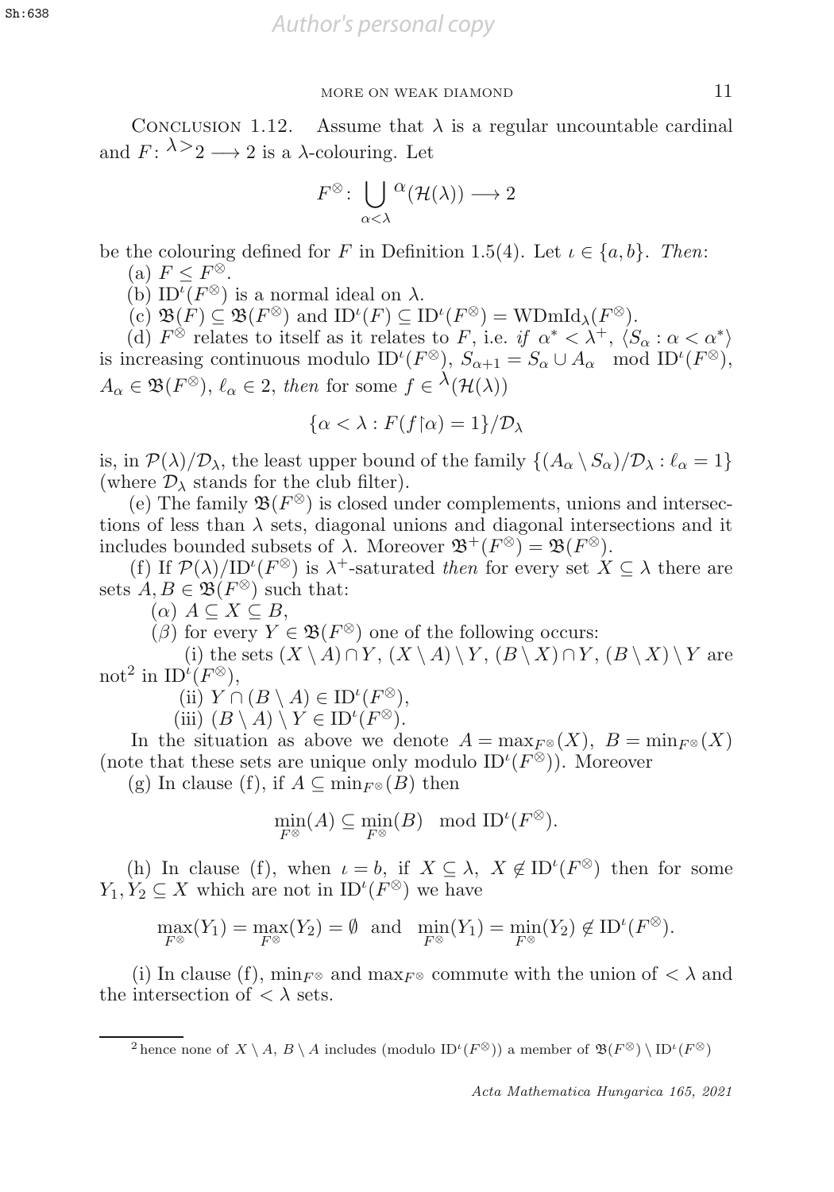Conclusion 1.12. Assume that $\lambda$ is a regular uncountable cardinal and $F\colon {}^{\lambda>}2 \longrightarrow 2$ is a $\lambda$-colouring. Let

$$F^{\otimes}\colon \bigcup_{\alpha<\lambda} {}^{\alpha}(\mathcal{H}(\lambda)) \longrightarrow 2$$

be the colouring defined for $F$ in Definition 1.5(4). Let $\iota \in \{a, b\}$. *Then*:

(a) $F \leq F^{\otimes}$.

(b) $\mathrm{ID}^{\iota}(F^{\otimes})$ is a normal ideal on $\lambda$.

(c) $\mathfrak{B}(F) \subseteq \mathfrak{B}(F^{\otimes})$ and $\mathrm{ID}^{\iota}(F) \subseteq \mathrm{ID}^{\iota}(F^{\otimes}) = \mathrm{WDmId}_{\lambda}(F^{\otimes})$.

(d) $F^{\otimes}$ relates to itself as it relates to $F$, i.e. *if* $\alpha^* < \lambda^+$, $\langle S_\alpha : \alpha < \alpha^* \rangle$ is increasing continuous modulo $\mathrm{ID}^{\iota}(F^{\otimes})$, $S_{\alpha+1} = S_\alpha \cup A_\alpha \mod \mathrm{ID}^{\iota}(F^{\otimes})$, $A_\alpha \in \mathfrak{B}(F^{\otimes})$, $\ell_\alpha \in 2$, *then* for some $f \in {}^{\lambda}(\mathcal{H}(\lambda))$

$$\{\alpha < \lambda : F(f{\restriction}\alpha) = 1\}/\mathcal{D}_\lambda$$

is, in $\mathcal{P}(\lambda)/\mathcal{D}_\lambda$, the least upper bound of the family $\{(A_\alpha \setminus S_\alpha)/\mathcal{D}_\lambda : \ell_\alpha = 1\}$ (where $\mathcal{D}_\lambda$ stands for the club filter).

(e) The family $\mathfrak{B}(F^{\otimes})$ is closed under complements, unions and intersections of less than $\lambda$ sets, diagonal unions and diagonal intersections and it includes bounded subsets of $\lambda$. Moreover $\mathfrak{B}^{+}(F^{\otimes}) = \mathfrak{B}(F^{\otimes})$.

(f) If $\mathcal{P}(\lambda)/\mathrm{ID}^{\iota}(F^{\otimes})$ is $\lambda^+$-saturated *then* for every set $X \subseteq \lambda$ there are sets $A, B \in \mathfrak{B}(F^{\otimes})$ such that:

($\alpha$) $A \subseteq X \subseteq B$,

($\beta$) for every $Y \in \mathfrak{B}(F^{\otimes})$ one of the following occurs:

(i) the sets $(X \setminus A) \cap Y$, $(X \setminus A) \setminus Y$, $(B \setminus X) \cap Y$, $(B \setminus X) \setminus Y$ are not[2] in $\mathrm{ID}^{\iota}(F^{\otimes})$,

(ii) $Y \cap (B \setminus A) \in \mathrm{ID}^{\iota}(F^{\otimes})$,

(iii) $(B \setminus A) \setminus Y \in \mathrm{ID}^{\iota}(F^{\otimes})$.

In the situation as above we denote $A = \max_{F^{\otimes}}(X)$, $B = \min_{F^{\otimes}}(X)$ (note that these sets are unique only modulo $\mathrm{ID}^{\iota}(F^{\otimes})$). Moreover

(g) In clause (f), if $A \subseteq \min_{F^{\otimes}}(B)$ then

$$\min_{F^{\otimes}}(A) \subseteq \min_{F^{\otimes}}(B) \mod \mathrm{ID}^{\iota}(F^{\otimes}).$$

(h) In clause (f), when $\iota = b$, if $X \subseteq \lambda$, $X \notin \mathrm{ID}^{\iota}(F^{\otimes})$ then for some $Y_1, Y_2 \subseteq X$ which are not in $\mathrm{ID}^{\iota}(F^{\otimes})$ we have

$$\max_{F^{\otimes}}(Y_1) = \max_{F^{\otimes}}(Y_2) = \emptyset \text{ and } \min_{F^{\otimes}}(Y_1) = \min_{F^{\otimes}}(Y_2) \notin \mathrm{ID}^{\iota}(F^{\otimes}).$$

(i) In clause (f), $\min_{F^{\otimes}}$ and $\max_{F^{\otimes}}$ commute with the union of $< \lambda$ and the intersection of $< \lambda$ sets.

---

[2] hence none of $X \setminus A$, $B \setminus A$ includes (modulo $\mathrm{ID}^{\iota}(F^{\otimes})$) a member of $\mathfrak{B}(F^{\otimes}) \setminus \mathrm{ID}^{\iota}(F^{\otimes})$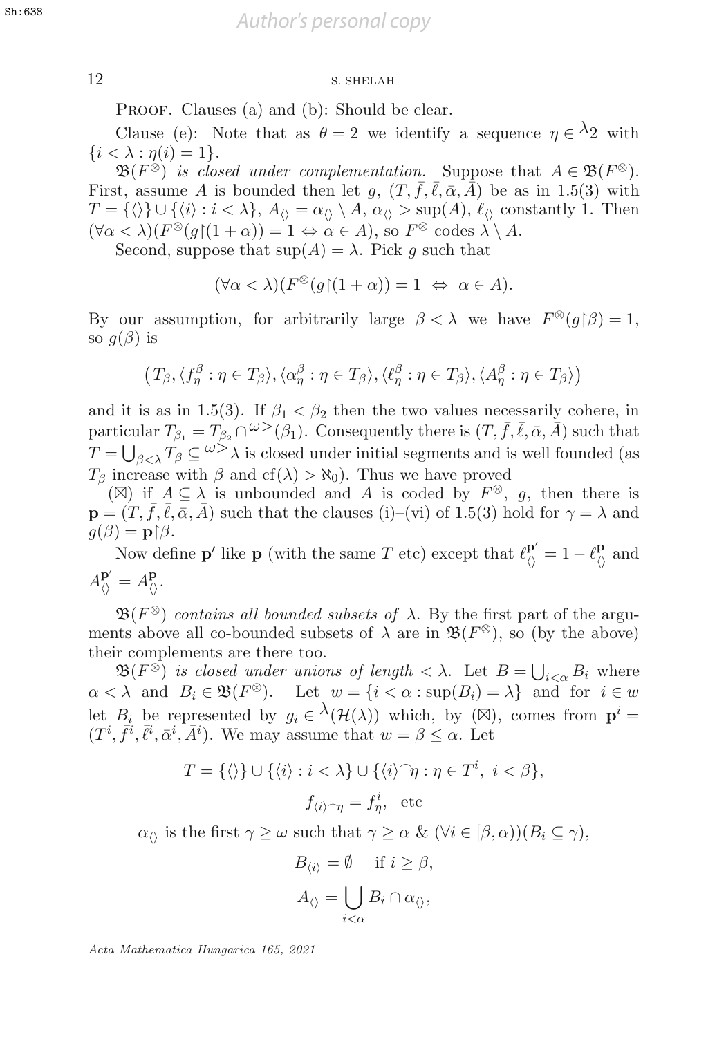PROOF. Clauses (a) and (b): Should be clear.

Clause (e): Note that as $\theta = 2$ we identify a sequence $\eta \in {}^{\lambda}2$ with $\{i < \lambda : \eta(i) = 1\}$.

$\mathfrak{B}(F^{\otimes})$ *is closed under complementation.* Suppose that $A \in \mathfrak{B}(F^{\otimes})$. First, assume $A$ is bounded then let $g$, $(T, \bar{f}, \bar{\ell}, \bar{\alpha}, \bar{A})$ be as in 1.5(3) with $T = \{\langle\rangle\} \cup \{\langle i \rangle : i < \lambda\}$, $A_{\langle\rangle} = \alpha_{\langle\rangle} \setminus A$, $\alpha_{\langle\rangle} > \sup(A)$, $\ell_{\langle\rangle}$ constantly 1. Then $(\forall \alpha < \lambda)(F^{\otimes}(g\restriction(1+\alpha)) = 1 \Leftrightarrow \alpha \in A)$, so $F^{\otimes}$ codes $\lambda \setminus A$.

Second, suppose that $\sup(A) = \lambda$. Pick $g$ such that

$$(\forall \alpha < \lambda)(F^{\otimes}(g\restriction(1+\alpha)) = 1 \ \Leftrightarrow \ \alpha \in A).$$

By our assumption, for arbitrarily large $\beta < \lambda$ we have $F^{\otimes}(g\restriction\beta) = 1$, so $g(\beta)$ is

$$\big(T_\beta, \langle f^\beta_\eta : \eta \in T_\beta\rangle, \langle \alpha^\beta_\eta : \eta \in T_\beta\rangle, \langle \ell^\beta_\eta : \eta \in T_\beta\rangle, \langle A^\beta_\eta : \eta \in T_\beta\rangle\big)$$

and it is as in 1.5(3). If $\beta_1 < \beta_2$ then the two values necessarily cohere, in particular $T_{\beta_1} = T_{\beta_2} \cap {}^{\omega>}(\beta_1)$. Consequently there is $(T, \bar{f}, \bar{\ell}, \bar{\alpha}, \bar{A})$ such that $T = \bigcup_{\beta<\lambda} T_\beta \subseteq {}^{\omega>}\lambda$ is closed under initial segments and is well founded (as $T_\beta$ increase with $\beta$ and $\mathrm{cf}(\lambda) > \aleph_0$). Thus we have proved

($\boxtimes$) if $A \subseteq \lambda$ is unbounded and $A$ is coded by $F^{\otimes}$, $g$, then there is $\mathbf{p} = (T, \bar{f}, \bar{\ell}, \bar{\alpha}, \bar{A})$ such that the clauses (i)–(vi) of 1.5(3) hold for $\gamma = \lambda$ and $g(\beta) = \mathbf{p}\restriction\beta$.

Now define $\mathbf{p}'$ like $\mathbf{p}$ (with the same $T$ etc) except that $\ell^{\mathbf{p}'}_{\langle\rangle} = 1 - \ell^{\mathbf{p}}_{\langle\rangle}$ and $A^{\mathbf{p}'}_{\langle\rangle} = A^{\mathbf{p}}_{\langle\rangle}$.

$\mathfrak{B}(F^{\otimes})$ *contains all bounded subsets of* $\lambda$. By the first part of the arguments above all co-bounded subsets of $\lambda$ are in $\mathfrak{B}(F^{\otimes})$, so (by the above) their complements are there too.

$\mathfrak{B}(F^{\otimes})$ *is closed under unions of length* $< \lambda$. Let $B = \bigcup_{i<\alpha} B_i$ where $\alpha < \lambda$ and $B_i \in \mathfrak{B}(F^{\otimes})$. Let $w = \{i < \alpha : \sup(B_i) = \lambda\}$ and for $i \in w$ let $B_i$ be represented by $g_i \in {}^{\lambda}(\mathcal{H}(\lambda))$ which, by ($\boxtimes$), comes from $\mathbf{p}^i = (T^i, \bar{f}^i, \bar{\ell}^i, \bar{\alpha}^i, \bar{A}^i)$. We may assume that $w = \beta \leq \alpha$. Let

$$T = \{\langle\rangle\} \cup \{\langle i \rangle : i < \lambda\} \cup \{\langle i \rangle^\frown \eta : \eta \in T^i,\ i < \beta\},$$

$$f_{\langle i \rangle^\frown \eta} = f^i_\eta, \ \text{ etc}$$

$$\alpha_{\langle\rangle} \text{ is the first } \gamma \geq \omega \text{ such that } \gamma \geq \alpha \ \&\ (\forall i \in [\beta, \alpha))(B_i \subseteq \gamma),$$

$$B_{\langle i \rangle} = \emptyset \quad \text{if } i \geq \beta,$$

$$A_{\langle\rangle} = \bigcup_{i<\alpha} B_i \cap \alpha_{\langle\rangle},$$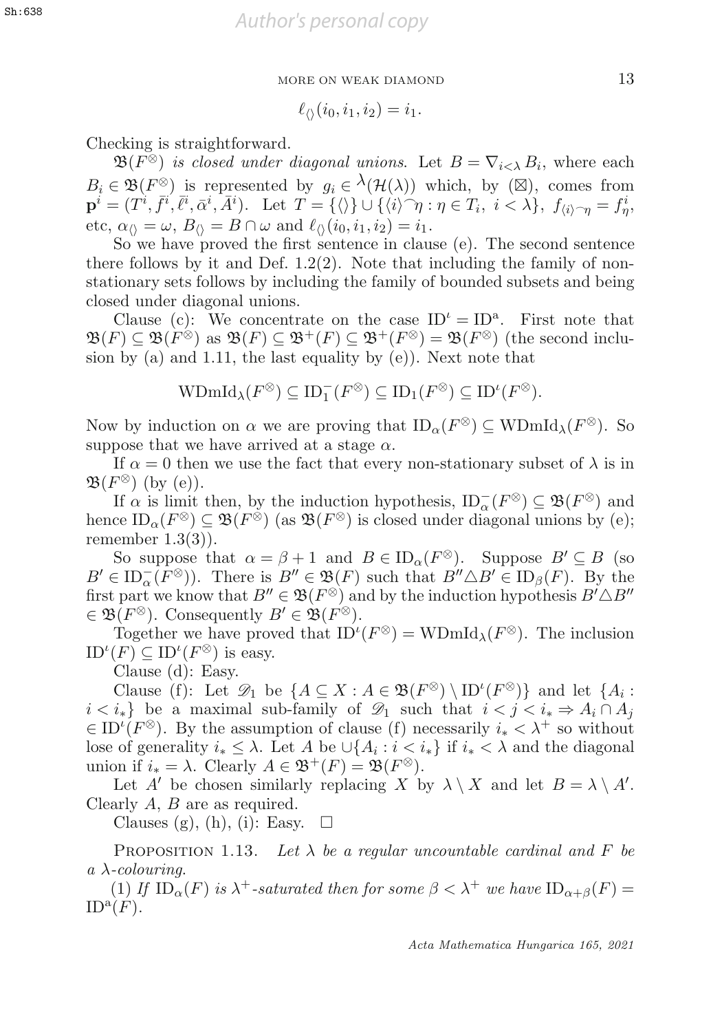$$\ell_{\langle\rangle}(i_0, i_1, i_2) = i_1.$$

Checking is straightforward.

$\mathfrak{B}(F^{\otimes})$ *is closed under diagonal unions.* Let $B = \nabla_{i<\lambda} B_i$, where each $B_i \in \mathfrak{B}(F^{\otimes})$ is represented by $g_i \in {}^{\lambda}(\mathcal{H}(\lambda))$ which, by ($\boxtimes$), comes from $\mathbf{p}^i = (T^i, \bar{f}^i, \bar{\ell}^i, \bar{\alpha}^i, \bar{A}^i)$. Let $T = \{\langle\rangle\} \cup \{\langle i\rangle^\frown\eta : \eta \in T_i,\ i < \lambda\}$, $f_{\langle i\rangle^\frown\eta} = f^i_\eta$, etc, $\alpha_{\langle\rangle} = \omega$, $B_{\langle\rangle} = B \cap \omega$ and $\ell_{\langle\rangle}(i_0, i_1, i_2) = i_1$.

So we have proved the first sentence in clause (e). The second sentence there follows by it and Def. 1.2(2). Note that including the family of non-stationary sets follows by including the family of bounded subsets and being closed under diagonal unions.

Clause (c): We concentrate on the case $\mathrm{ID}^\iota = \mathrm{ID}^{\mathrm{a}}$. First note that $\mathfrak{B}(F) \subseteq \mathfrak{B}(F^{\otimes})$ as $\mathfrak{B}(F) \subseteq \mathfrak{B}^+(F) \subseteq \mathfrak{B}^+(F^{\otimes}) = \mathfrak{B}(F^{\otimes})$ (the second inclusion by (a) and 1.11, the last equality by (e)). Next note that

$$\mathrm{WDmId}_\lambda(F^{\otimes}) \subseteq \mathrm{ID}^-_1(F^{\otimes}) \subseteq \mathrm{ID}_1(F^{\otimes}) \subseteq \mathrm{ID}^\iota(F^{\otimes}).$$

Now by induction on $\alpha$ we are proving that $\mathrm{ID}_\alpha(F^{\otimes}) \subseteq \mathrm{WDmId}_\lambda(F^{\otimes})$. So suppose that we have arrived at a stage $\alpha$.

If $\alpha = 0$ then we use the fact that every non-stationary subset of $\lambda$ is in $\mathfrak{B}(F^{\otimes})$ (by (e)).

If $\alpha$ is limit then, by the induction hypothesis, $\mathrm{ID}^-_\alpha(F^{\otimes}) \subseteq \mathfrak{B}(F^{\otimes})$ and hence $\mathrm{ID}_\alpha(F^{\otimes}) \subseteq \mathfrak{B}(F^{\otimes})$ (as $\mathfrak{B}(F^{\otimes})$ is closed under diagonal unions by (e); remember 1.3(3)).

So suppose that $\alpha = \beta + 1$ and $B \in \mathrm{ID}_\alpha(F^{\otimes})$. Suppose $B' \subseteq B$ (so $B' \in \mathrm{ID}^-_\alpha(F^{\otimes})$). There is $B'' \in \mathfrak{B}(F)$ such that $B'' \triangle B' \in \mathrm{ID}_\beta(F)$. By the first part we know that $B'' \in \mathfrak{B}(F^{\otimes})$ and by the induction hypothesis $B' \triangle B'' \in \mathfrak{B}(F^{\otimes})$. Consequently $B' \in \mathfrak{B}(F^{\otimes})$.

Together we have proved that $\mathrm{ID}^\iota(F^{\otimes}) = \mathrm{WDmId}_\lambda(F^{\otimes})$. The inclusion $\mathrm{ID}^\iota(F) \subseteq \mathrm{ID}^\iota(F^{\otimes})$ is easy.

Clause (d): Easy.

Clause (f): Let $\mathscr{D}_1$ be $\{A \subseteq X : A \in \mathfrak{B}(F^{\otimes}) \setminus \mathrm{ID}^\iota(F^{\otimes})\}$ and let $\{A_i : i < i_*\}$ be a maximal sub-family of $\mathscr{D}_1$ such that $i < j < i_* \Rightarrow A_i \cap A_j \in \mathrm{ID}^\iota(F^{\otimes})$. By the assumption of clause (f) necessarily $i_* < \lambda^+$ so without lose of generality $i_* \leq \lambda$. Let $A$ be $\cup\{A_i : i < i_*\}$ if $i_* < \lambda$ and the diagonal union if $i_* = \lambda$. Clearly $A \in \mathfrak{B}^+(F) = \mathfrak{B}(F^{\otimes})$.

Let $A'$ be chosen similarly replacing $X$ by $\lambda \setminus X$ and let $B = \lambda \setminus A'$. Clearly $A$, $B$ are as required.

Clauses (g), (h), (i): Easy. $\square$

Proposition 1.13. *Let $\lambda$ be a regular uncountable cardinal and $F$ be a $\lambda$-colouring.*

(1) *If $\mathrm{ID}_\alpha(F)$ is $\lambda^+$-saturated then for some $\beta < \lambda^+$ we have $\mathrm{ID}_{\alpha+\beta}(F) = \mathrm{ID}^{\mathrm{a}}(F)$.*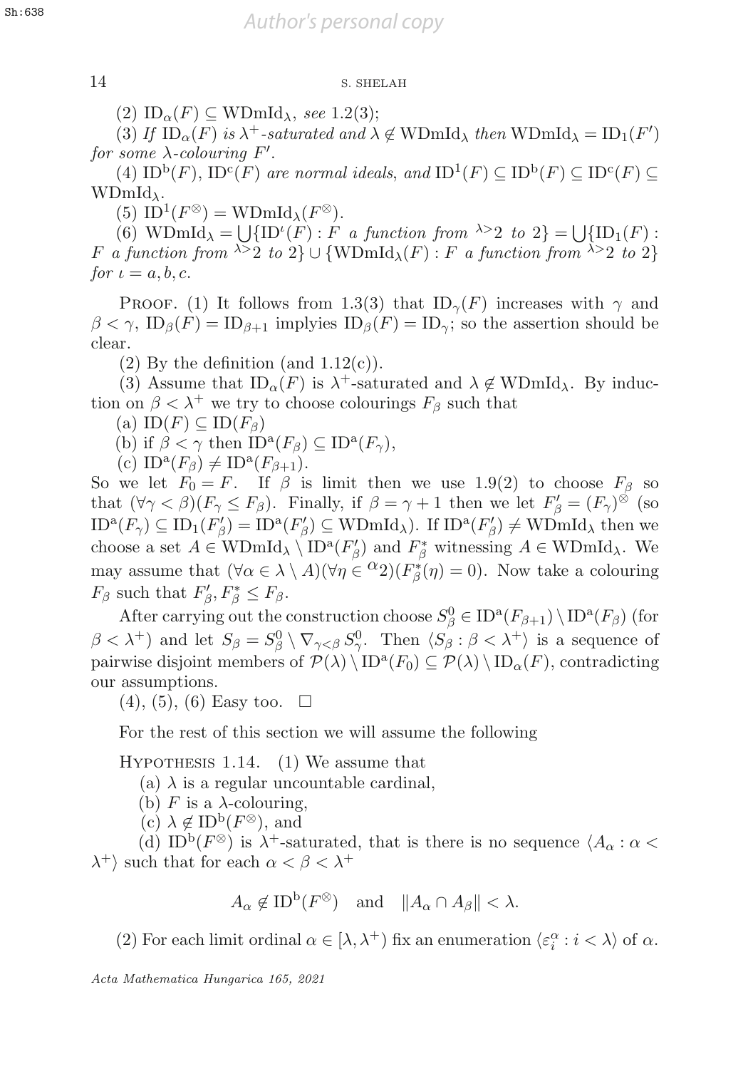(2) $\mathrm{ID}_\alpha(F) \subseteq \mathrm{WDmId}_\lambda$, *see* 1.2(3);

(3) *If* $\mathrm{ID}_\alpha(F)$ *is* $\lambda^+$*-saturated and* $\lambda \notin \mathrm{WDmId}_\lambda$ *then* $\mathrm{WDmId}_\lambda = \mathrm{ID}_1(F')$ *for some* $\lambda$*-colouring* $F'$.

(4) $\mathrm{ID}^{\mathrm{b}}(F)$, $\mathrm{ID}^{\mathrm{c}}(F)$ *are normal ideals, and* $\mathrm{ID}^1(F) \subseteq \mathrm{ID}^{\mathrm{b}}(F) \subseteq \mathrm{ID}^{\mathrm{c}}(F) \subseteq \mathrm{WDmId}_\lambda$.

(5) $\mathrm{ID}^1(F^\otimes) = \mathrm{WDmId}_\lambda(F^\otimes)$.

(6) $\mathrm{WDmId}_\lambda = \bigcup\{\mathrm{ID}^\iota(F) : F$ *a function from* ${}^{\lambda>}2$ *to* $2\} = \bigcup\{\mathrm{ID}_1(F) : F$ *a function from* ${}^{\lambda>}2$ *to* $2\} \cup \{\mathrm{WDmId}_\lambda(F) : F$ *a function from* ${}^{\lambda>}2$ *to* $2\}$ *for* $\iota = a, b, c$.

Proof. (1) It follows from 1.3(3) that $\mathrm{ID}_\gamma(F)$ increases with $\gamma$ and $\beta < \gamma$, $\mathrm{ID}_\beta(F) = \mathrm{ID}_{\beta+1}$ implyies $\mathrm{ID}_\beta(F) = \mathrm{ID}_\gamma$; so the assertion should be clear.

(2) By the definition (and 1.12(c)).

(3) Assume that $\mathrm{ID}_\alpha(F)$ is $\lambda^+$-saturated and $\lambda \notin \mathrm{WDmId}_\lambda$. By induction on $\beta < \lambda^+$ we try to choose colourings $F_\beta$ such that

(a) $\mathrm{ID}(F) \subseteq \mathrm{ID}(F_\beta)$

(b) if $\beta < \gamma$ then $\mathrm{ID}^{\mathrm{a}}(F_\beta) \subseteq \mathrm{ID}^{\mathrm{a}}(F_\gamma)$,

(c) $\mathrm{ID}^{\mathrm{a}}(F_\beta) \neq \mathrm{ID}^{\mathrm{a}}(F_{\beta+1})$.

So we let $F_0 = F$. If $\beta$ is limit then we use 1.9(2) to choose $F_\beta$ so that $(\forall \gamma < \beta)(F_\gamma \le F_\beta)$. Finally, if $\beta = \gamma + 1$ then we let $F'_\beta = (F_\gamma)^\otimes$ (so $\mathrm{ID}^{\mathrm{a}}(F_\gamma) \subseteq \mathrm{ID}_1(F'_\beta) = \mathrm{ID}^{\mathrm{a}}(F'_\beta) \subseteq \mathrm{WDmId}_\lambda$). If $\mathrm{ID}^{\mathrm{a}}(F'_\beta) \neq \mathrm{WDmId}_\lambda$ then we choose a set $A \in \mathrm{WDmId}_\lambda \setminus \mathrm{ID}^{\mathrm{a}}(F'_\beta)$ and $F^*_\beta$ witnessing $A \in \mathrm{WDmId}_\lambda$. We may assume that $(\forall \alpha \in \lambda \setminus A)(\forall \eta \in {}^{\alpha}2)(F^*_\beta(\eta) = 0)$. Now take a colouring $F_\beta$ such that $F'_\beta, F^*_\beta \le F_\beta$.

After carrying out the construction choose $S^0_\beta \in \mathrm{ID}^{\mathrm{a}}(F_{\beta+1}) \setminus \mathrm{ID}^{\mathrm{a}}(F_\beta)$ (for $\beta < \lambda^+$) and let $S_\beta = S^0_\beta \setminus \nabla_{\gamma<\beta} S^0_\gamma$. Then $\langle S_\beta : \beta < \lambda^+\rangle$ is a sequence of pairwise disjoint members of $\mathcal{P}(\lambda) \setminus \mathrm{ID}^{\mathrm{a}}(F_0) \subseteq \mathcal{P}(\lambda) \setminus \mathrm{ID}_\alpha(F)$, contradicting our assumptions.

(4), (5), (6) Easy too. $\square$

For the rest of this section we will assume the following

Hypothesis 1.14. (1) We assume that

(a) $\lambda$ is a regular uncountable cardinal,

(b) $F$ is a $\lambda$-colouring,

(c) $\lambda \notin \mathrm{ID}^{\mathrm{b}}(F^\otimes)$, and

(d) $\mathrm{ID}^{\mathrm{b}}(F^\otimes)$ is $\lambda^+$-saturated, that is there is no sequence $\langle A_\alpha : \alpha < \lambda^+\rangle$ such that for each $\alpha < \beta < \lambda^+$

$$A_\alpha \notin \mathrm{ID}^{\mathrm{b}}(F^\otimes) \quad \text{and} \quad \|A_\alpha \cap A_\beta\| < \lambda.$$

(2) For each limit ordinal $\alpha \in [\lambda, \lambda^+)$ fix an enumeration $\langle \varepsilon^\alpha_i : i < \lambda\rangle$ of $\alpha$.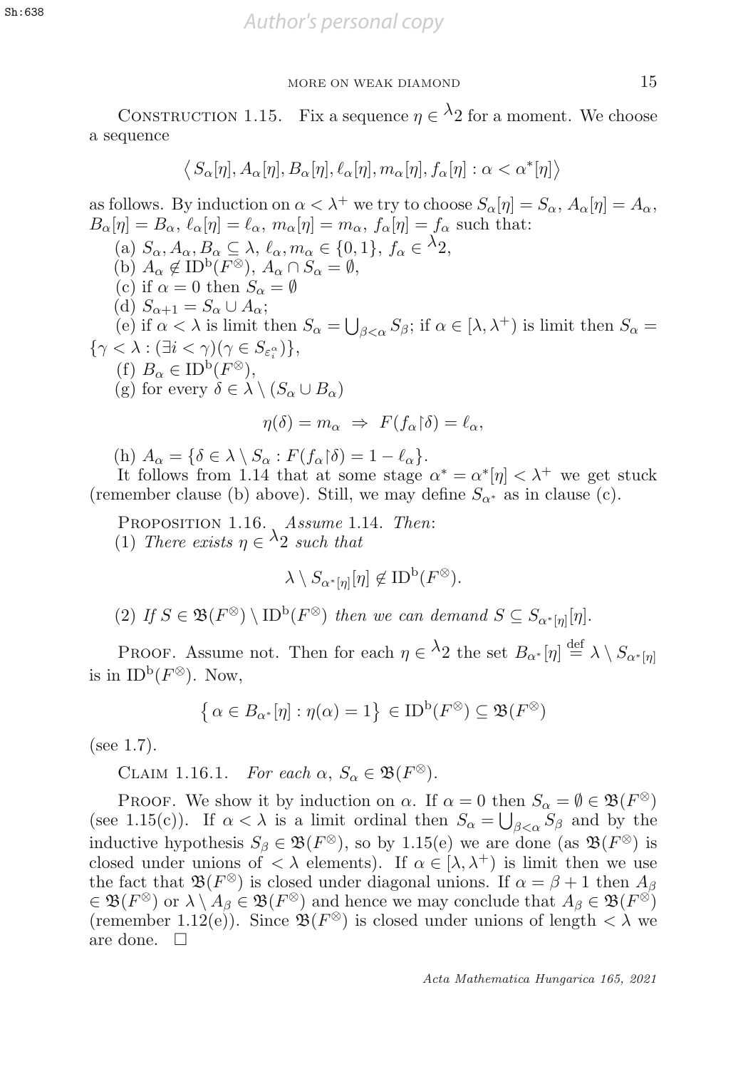Construction 1.15. Fix a sequence $\eta \in {}^{\lambda}2$ for a moment. We choose a sequence

$$\left\langle S_\alpha[\eta], A_\alpha[\eta], B_\alpha[\eta], \ell_\alpha[\eta], m_\alpha[\eta], f_\alpha[\eta] : \alpha < \alpha^*[\eta] \right\rangle$$

as follows. By induction on $\alpha < \lambda^+$ we try to choose $S_\alpha[\eta] = S_\alpha$, $A_\alpha[\eta] = A_\alpha$, $B_\alpha[\eta] = B_\alpha$, $\ell_\alpha[\eta] = \ell_\alpha$, $m_\alpha[\eta] = m_\alpha$, $f_\alpha[\eta] = f_\alpha$ such that:

(a) $S_\alpha, A_\alpha, B_\alpha \subseteq \lambda$, $\ell_\alpha, m_\alpha \in \{0,1\}$, $f_\alpha \in {}^{\lambda}2$,

(b) $A_\alpha \notin \mathrm{ID}^{\mathrm{b}}(F^{\otimes})$, $A_\alpha \cap S_\alpha = \emptyset$,

(c) if $\alpha = 0$ then $S_\alpha = \emptyset$

(d) $S_{\alpha+1} = S_\alpha \cup A_\alpha$;

(e) if $\alpha < \lambda$ is limit then $S_\alpha = \bigcup_{\beta<\alpha} S_\beta$; if $\alpha \in [\lambda, \lambda^+)$ is limit then $S_\alpha = \{\gamma < \lambda : (\exists i < \gamma)(\gamma \in S_{\varepsilon_i^\alpha})\}$,

(f) $B_\alpha \in \mathrm{ID}^{\mathrm{b}}(F^{\otimes})$,

(g) for every $\delta \in \lambda \setminus (S_\alpha \cup B_\alpha)$

$$\eta(\delta) = m_\alpha \ \Rightarrow\ F(f_\alpha{\restriction}\delta) = \ell_\alpha,$$

(h) $A_\alpha = \{\delta \in \lambda \setminus S_\alpha : F(f_\alpha{\restriction}\delta) = 1 - \ell_\alpha\}$.

It follows from 1.14 that at some stage $\alpha^* = \alpha^*[\eta] < \lambda^+$ we get stuck (remember clause (b) above). Still, we may define $S_{\alpha^*}$ as in clause (c).

Proposition 1.16. *Assume* 1.14. *Then*:
(1) *There exists* $\eta \in {}^{\lambda}2$ *such that*

$$\lambda \setminus S_{\alpha^*[\eta]}[\eta] \notin \mathrm{ID}^{\mathrm{b}}(F^{\otimes}).$$

(2) *If* $S \in \mathfrak{B}(F^{\otimes}) \setminus \mathrm{ID}^{\mathrm{b}}(F^{\otimes})$ *then we can demand* $S \subseteq S_{\alpha^*[\eta]}[\eta]$.

Proof. Assume not. Then for each $\eta \in {}^{\lambda}2$ the set $B_{\alpha^*}[\eta] \stackrel{\mathrm{def}}{=} \lambda \setminus S_{\alpha^*[\eta]}$ is in $\mathrm{ID}^{\mathrm{b}}(F^{\otimes})$. Now,

$$\left\{ \alpha \in B_{\alpha^*}[\eta] : \eta(\alpha) = 1 \right\} \in \mathrm{ID}^{\mathrm{b}}(F^{\otimes}) \subseteq \mathfrak{B}(F^{\otimes})$$

(see 1.7).

Claim 1.16.1. *For each* $\alpha$, $S_\alpha \in \mathfrak{B}(F^{\otimes})$.

Proof. We show it by induction on $\alpha$. If $\alpha = 0$ then $S_\alpha = \emptyset \in \mathfrak{B}(F^{\otimes})$ (see 1.15(c)). If $\alpha < \lambda$ is a limit ordinal then $S_\alpha = \bigcup_{\beta<\alpha} S_\beta$ and by the inductive hypothesis $S_\beta \in \mathfrak{B}(F^{\otimes})$, so by 1.15(e) we are done (as $\mathfrak{B}(F^{\otimes})$ is closed under unions of $< \lambda$ elements). If $\alpha \in [\lambda, \lambda^+)$ is limit then we use the fact that $\mathfrak{B}(F^{\otimes})$ is closed under diagonal unions. If $\alpha = \beta + 1$ then $A_\beta \in \mathfrak{B}(F^{\otimes})$ or $\lambda \setminus A_\beta \in \mathfrak{B}(F^{\otimes})$ and hence we may conclude that $A_\beta \in \mathfrak{B}(F^{\otimes})$ (remember 1.12(e)). Since $\mathfrak{B}(F^{\otimes})$ is closed under unions of length $< \lambda$ we are done. $\square$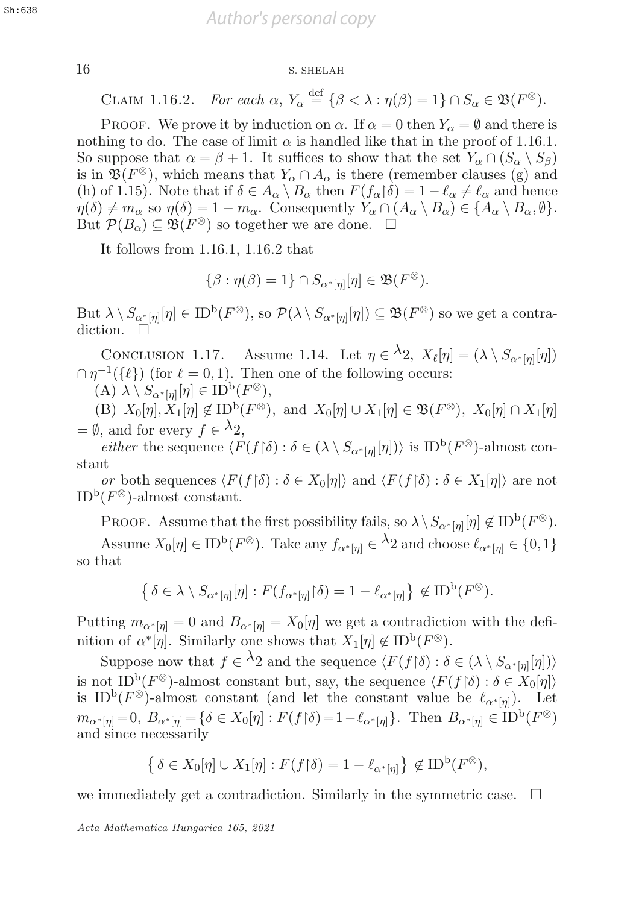CLAIM 1.16.2. *For each* $\alpha$, $Y_\alpha \overset{\text{def}}{=} \{\beta < \lambda : \eta(\beta) = 1\} \cap S_\alpha \in \mathfrak{B}(F^\otimes)$.

PROOF. We prove it by induction on $\alpha$. If $\alpha = 0$ then $Y_\alpha = \emptyset$ and there is nothing to do. The case of limit $\alpha$ is handled like that in the proof of 1.16.1. So suppose that $\alpha = \beta + 1$. It suffices to show that the set $Y_\alpha \cap (S_\alpha \setminus S_\beta)$ is in $\mathfrak{B}(F^\otimes)$, which means that $Y_\alpha \cap A_\alpha$ is there (remember clauses (g) and (h) of 1.15). Note that if $\delta \in A_\alpha \setminus B_\alpha$ then $F(f_\alpha{\restriction}\delta) = 1 - \ell_\alpha \neq \ell_\alpha$ and hence $\eta(\delta) \neq m_\alpha$ so $\eta(\delta) = 1 - m_\alpha$. Consequently $Y_\alpha \cap (A_\alpha \setminus B_\alpha) \in \{A_\alpha \setminus B_\alpha, \emptyset\}$. But $\mathcal{P}(B_\alpha) \subseteq \mathfrak{B}(F^\otimes)$ so together we are done. $\square$

It follows from 1.16.1, 1.16.2 that

$$\{\beta : \eta(\beta) = 1\} \cap S_{\alpha^*[\eta]}[\eta] \in \mathfrak{B}(F^\otimes).$$

But $\lambda \setminus S_{\alpha^*[\eta]}[\eta] \in \mathrm{ID}^{\mathrm{b}}(F^\otimes)$, so $\mathcal{P}(\lambda \setminus S_{\alpha^*[\eta]}[\eta]) \subseteq \mathfrak{B}(F^\otimes)$ so we get a contradiction. $\square$

CONCLUSION 1.17. Assume 1.14. Let $\eta \in {}^\lambda 2$, $X_\ell[\eta] = (\lambda \setminus S_{\alpha^*[\eta]}[\eta]) \cap \eta^{-1}(\{\ell\})$ (for $\ell = 0, 1$). Then one of the following occurs:

(A) $\lambda \setminus S_{\alpha^*[\eta]}[\eta] \in \mathrm{ID}^{\mathrm{b}}(F^\otimes)$,

(B) $X_0[\eta], X_1[\eta] \notin \mathrm{ID}^{\mathrm{b}}(F^\otimes)$, and $X_0[\eta] \cup X_1[\eta] \in \mathfrak{B}(F^\otimes)$, $X_0[\eta] \cap X_1[\eta] = \emptyset$, and for every $f \in {}^\lambda 2$,

*either* the sequence $\langle F(f{\restriction}\delta) : \delta \in (\lambda \setminus S_{\alpha^*[\eta]}[\eta])\rangle$ is $\mathrm{ID}^{\mathrm{b}}(F^\otimes)$-almost constant

*or* both sequences $\langle F(f{\restriction}\delta) : \delta \in X_0[\eta]\rangle$ and $\langle F(f{\restriction}\delta) : \delta \in X_1[\eta]\rangle$ are not $\mathrm{ID}^{\mathrm{b}}(F^\otimes)$-almost constant.

PROOF. Assume that the first possibility fails, so $\lambda \setminus S_{\alpha^*[\eta]}[\eta] \notin \mathrm{ID}^{\mathrm{b}}(F^\otimes)$.

Assume $X_0[\eta] \in \mathrm{ID}^{\mathrm{b}}(F^\otimes)$. Take any $f_{\alpha^*[\eta]} \in {}^\lambda 2$ and choose $\ell_{\alpha^*[\eta]} \in \{0, 1\}$ so that

$$\big\{\, \delta \in \lambda \setminus S_{\alpha^*[\eta]}[\eta] : F(f_{\alpha^*[\eta]}{\restriction}\delta) = 1 - \ell_{\alpha^*[\eta]} \big\} \notin \mathrm{ID}^{\mathrm{b}}(F^\otimes).$$

Putting $m_{\alpha^*[\eta]} = 0$ and $B_{\alpha^*[\eta]} = X_0[\eta]$ we get a contradiction with the definition of $\alpha^*[\eta]$. Similarly one shows that $X_1[\eta] \notin \mathrm{ID}^{\mathrm{b}}(F^\otimes)$.

Suppose now that $f \in {}^\lambda 2$ and the sequence $\langle F(f{\restriction}\delta) : \delta \in (\lambda \setminus S_{\alpha^*[\eta]}[\eta])\rangle$ is not $\mathrm{ID}^{\mathrm{b}}(F^\otimes)$-almost constant but, say, the sequence $\langle F(f{\restriction}\delta) : \delta \in X_0[\eta]\rangle$ is $\mathrm{ID}^{\mathrm{b}}(F^\otimes)$-almost constant (and let the constant value be $\ell_{\alpha^*[\eta]}$). Let $m_{\alpha^*[\eta]} = 0$, $B_{\alpha^*[\eta]} = \{\delta \in X_0[\eta] : F(f{\restriction}\delta) = 1 - \ell_{\alpha^*[\eta]}\}$. Then $B_{\alpha^*[\eta]} \in \mathrm{ID}^{\mathrm{b}}(F^\otimes)$ and since necessarily

$$\big\{\, \delta \in X_0[\eta] \cup X_1[\eta] : F(f{\restriction}\delta) = 1 - \ell_{\alpha^*[\eta]} \big\} \notin \mathrm{ID}^{\mathrm{b}}(F^\otimes),$$

we immediately get a contradiction. Similarly in the symmetric case. $\square$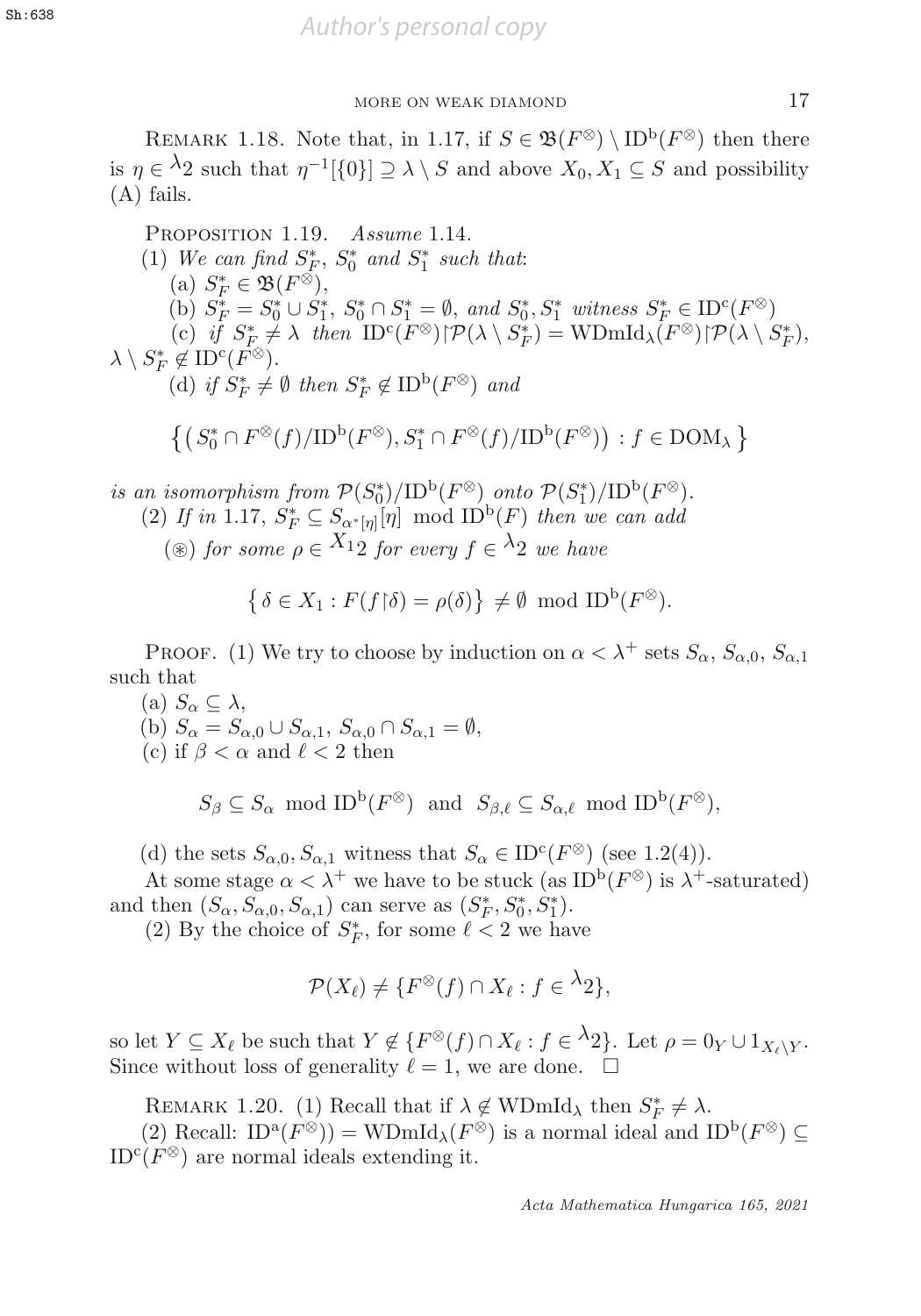Remark 1.18. Note that, in 1.17, if $S \in \mathfrak{B}(F^{\otimes}) \setminus \mathrm{ID}^{\mathrm{b}}(F^{\otimes})$ then there is $\eta \in {}^{\lambda}2$ such that $\eta^{-1}[\{0\}] \supseteq \lambda \setminus S$ and above $X_0, X_1 \subseteq S$ and possibility (A) fails.

Proposition 1.19. *Assume* 1.14.

(1) *We can find* $S^*_F$, $S^*_0$ *and* $S^*_1$ *such that*:

(a) $S^*_F \in \mathfrak{B}(F^{\otimes})$,

(b) $S^*_F = S^*_0 \cup S^*_1$, $S^*_0 \cap S^*_1 = \emptyset$, *and* $S^*_0, S^*_1$ *witness* $S^*_F \in \mathrm{ID}^{\mathrm{c}}(F^{\otimes})$

(c) *if* $S^*_F \neq \lambda$ *then* $\mathrm{ID}^{\mathrm{c}}(F^{\otimes}) \restriction \mathcal{P}(\lambda \setminus S^*_F) = \mathrm{WDmId}_\lambda(F^{\otimes}) \restriction \mathcal{P}(\lambda \setminus S^*_F)$, $\lambda \setminus S^*_F \notin \mathrm{ID}^{\mathrm{c}}(F^{\otimes})$.

(d) *if* $S^*_F \neq \emptyset$ *then* $S^*_F \notin \mathrm{ID}^{\mathrm{b}}(F^{\otimes})$ *and*

$$\left\{ \left( S^*_0 \cap F^{\otimes}(f)/\mathrm{ID}^{\mathrm{b}}(F^{\otimes}), S^*_1 \cap F^{\otimes}(f)/\mathrm{ID}^{\mathrm{b}}(F^{\otimes}) \right) : f \in \mathrm{DOM}_\lambda \right\}$$

*is an isomorphism from* $\mathcal{P}(S^*_0)/\mathrm{ID}^{\mathrm{b}}(F^{\otimes})$ *onto* $\mathcal{P}(S^*_1)/\mathrm{ID}^{\mathrm{b}}(F^{\otimes})$.

(2) *If in* 1.17, $S^*_F \subseteq S_{\alpha^*[\eta]}[\eta] \mod \mathrm{ID}^{\mathrm{b}}(F)$ *then we can add*

($\circledast$) *for some* $\rho \in {}^{X_1}2$ *for every* $f \in {}^{\lambda}2$ *we have*

$$\left\{ \delta \in X_1 : F(f \restriction \delta) = \rho(\delta) \right\} \neq \emptyset \mod \mathrm{ID}^{\mathrm{b}}(F^{\otimes}).$$

Proof. (1) We try to choose by induction on $\alpha < \lambda^+$ sets $S_\alpha$, $S_{\alpha,0}$, $S_{\alpha,1}$ such that

(a) $S_\alpha \subseteq \lambda$,

(b) $S_\alpha = S_{\alpha,0} \cup S_{\alpha,1}$, $S_{\alpha,0} \cap S_{\alpha,1} = \emptyset$,

(c) if $\beta < \alpha$ and $\ell < 2$ then

$$S_\beta \subseteq S_\alpha \mod \mathrm{ID}^{\mathrm{b}}(F^{\otimes}) \quad \text{and} \quad S_{\beta,\ell} \subseteq S_{\alpha,\ell} \mod \mathrm{ID}^{\mathrm{b}}(F^{\otimes}),$$

(d) the sets $S_{\alpha,0}, S_{\alpha,1}$ witness that $S_\alpha \in \mathrm{ID}^{\mathrm{c}}(F^{\otimes})$ (see 1.2(4)).

At some stage $\alpha < \lambda^+$ we have to be stuck (as $\mathrm{ID}^{\mathrm{b}}(F^{\otimes})$ is $\lambda^+$-saturated) and then $(S_\alpha, S_{\alpha,0}, S_{\alpha,1})$ can serve as $(S^*_F, S^*_0, S^*_1)$.

(2) By the choice of $S^*_F$, for some $\ell < 2$ we have

$$\mathcal{P}(X_\ell) \neq \{F^{\otimes}(f) \cap X_\ell : f \in {}^{\lambda}2\},$$

so let $Y \subseteq X_\ell$ be such that $Y \notin \{F^{\otimes}(f) \cap X_\ell : f \in {}^{\lambda}2\}$. Let $\rho = 0_Y \cup 1_{X_\ell \setminus Y}$. Since without loss of generality $\ell = 1$, we are done. $\square$

Remark 1.20. (1) Recall that if $\lambda \notin \mathrm{WDmId}_\lambda$ then $S^*_F \neq \lambda$.

(2) Recall: $\mathrm{ID}^{\mathrm{a}}(F^{\otimes})) = \mathrm{WDmId}_\lambda(F^{\otimes})$ is a normal ideal and $\mathrm{ID}^{\mathrm{b}}(F^{\otimes}) \subseteq \mathrm{ID}^{\mathrm{c}}(F^{\otimes})$ are normal ideals extending it.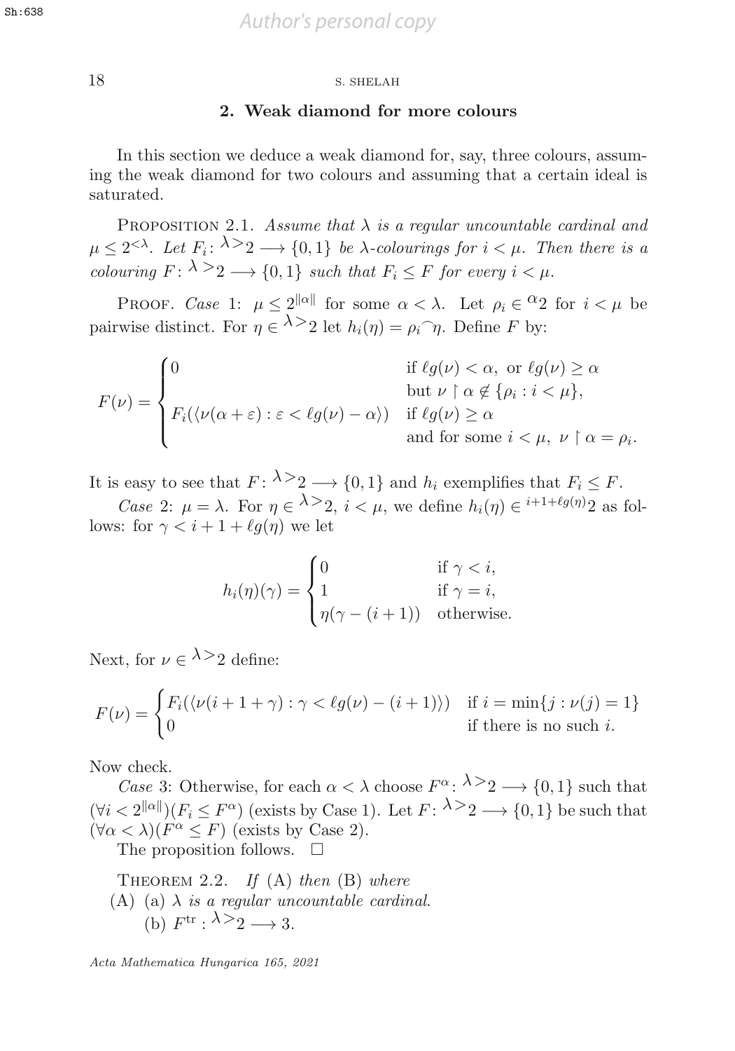## 2. Weak diamond for more colours

In this section we deduce a weak diamond for, say, three colours, assuming the weak diamond for two colours and assuming that a certain ideal is saturated.

Proposition 2.1. *Assume that $\lambda$ is a regular uncountable cardinal and $\mu \le 2^{<\lambda}$. Let $F_i \colon {}^{\lambda >}2 \longrightarrow \{0,1\}$ be $\lambda$-colourings for $i < \mu$. Then there is a colouring $F \colon {}^{\lambda >}2 \longrightarrow \{0,1\}$ such that $F_i \le F$ for every $i < \mu$.*

Proof. *Case* 1: $\mu \le 2^{\|\alpha\|}$ for some $\alpha < \lambda$. Let $\rho_i \in {}^{\alpha}2$ for $i < \mu$ be pairwise distinct. For $\eta \in {}^{\lambda >}2$ let $h_i(\eta) = \rho_i {}^\frown \eta$. Define $F$ by:

$$F(\nu) = \begin{cases} 0 & \text{if } \ell g(\nu) < \alpha, \text{ or } \ell g(\nu) \ge \alpha \\ & \text{but } \nu \restriction \alpha \notin \{\rho_i : i < \mu\}, \\ F_i(\langle \nu(\alpha + \varepsilon) : \varepsilon < \ell g(\nu) - \alpha \rangle) & \text{if } \ell g(\nu) \ge \alpha \\ & \text{and for some } i < \mu,\ \nu \restriction \alpha = \rho_i. \end{cases}$$

It is easy to see that $F \colon {}^{\lambda >}2 \longrightarrow \{0,1\}$ and $h_i$ exemplifies that $F_i \le F$.

*Case* 2: $\mu = \lambda$. For $\eta \in {}^{\lambda >}2$, $i < \mu$, we define $h_i(\eta) \in {}^{i+1+\ell g(\eta)}2$ as follows: for $\gamma < i + 1 + \ell g(\eta)$ we let

$$h_i(\eta)(\gamma) = \begin{cases} 0 & \text{if } \gamma < i, \\ 1 & \text{if } \gamma = i, \\ \eta(\gamma - (i+1)) & \text{otherwise.} \end{cases}$$

Next, for $\nu \in {}^{\lambda >}2$ define:

$$F(\nu) = \begin{cases} F_i(\langle \nu(i + 1 + \gamma) : \gamma < \ell g(\nu) - (i+1) \rangle) & \text{if } i = \min\{j : \nu(j) = 1\} \\ 0 & \text{if there is no such } i. \end{cases}$$

Now check.

*Case* 3: Otherwise, for each $\alpha < \lambda$ choose $F^\alpha \colon {}^{\lambda >}2 \longrightarrow \{0,1\}$ such that $(\forall i < 2^{\|\alpha\|})(F_i \le F^\alpha)$ (exists by Case 1). Let $F \colon {}^{\lambda >}2 \longrightarrow \{0,1\}$ be such that $(\forall \alpha < \lambda)(F^\alpha \le F)$ (exists by Case 2).

The proposition follows. $\square$

Theorem 2.2. *If* (A) *then* (B) *where*

(A) (a) *$\lambda$ is a regular uncountable cardinal.*

(b) $F^{\mathrm{tr}} : {}^{\lambda >}2 \longrightarrow 3$.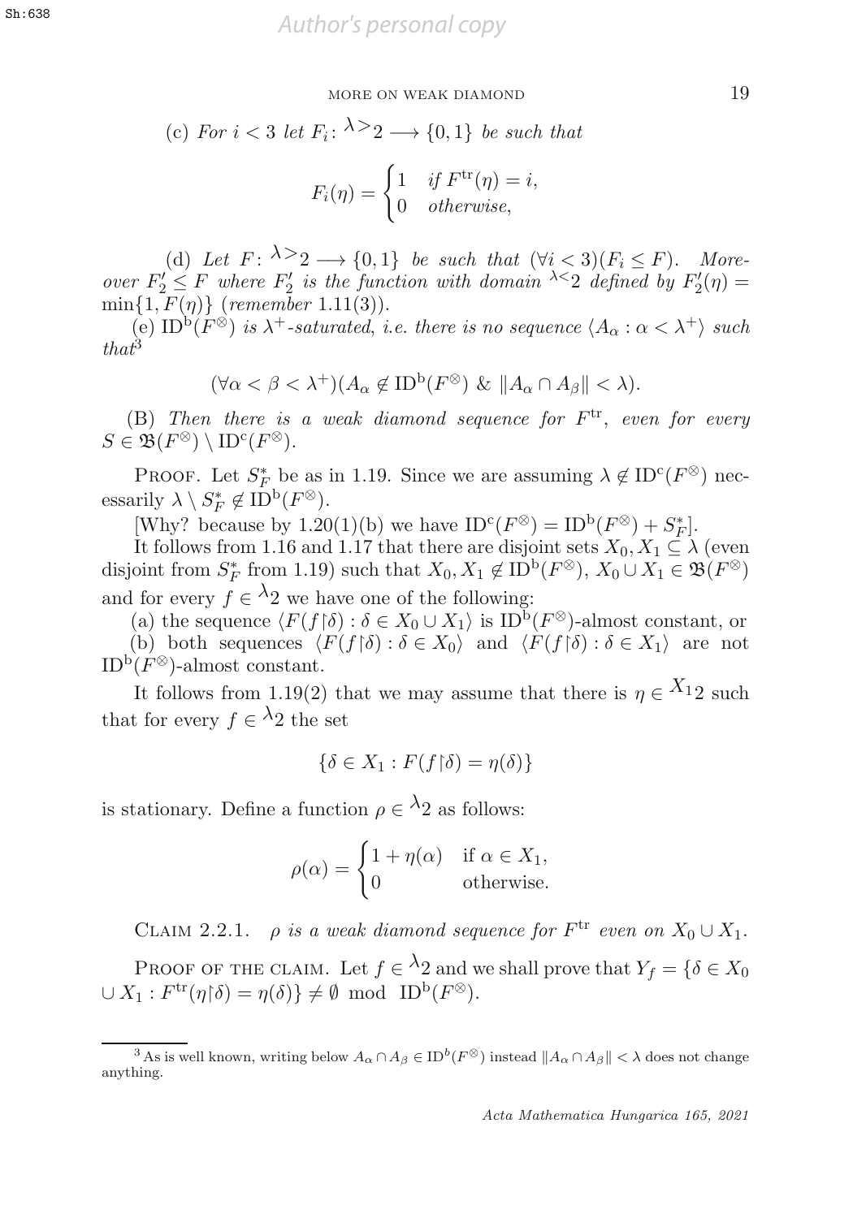(c) *For $i < 3$ let $F_i \colon {}^{\lambda >}2 \longrightarrow \{0,1\}$ be such that*

$$F_i(\eta) = \begin{cases} 1 & \text{if } F^{\mathrm{tr}}(\eta) = i, \\ 0 & \text{otherwise,} \end{cases}$$

(d) *Let $F \colon {}^{\lambda >}2 \longrightarrow \{0,1\}$ be such that $(\forall i < 3)(F_i \leq F)$. Moreover $F_2' \leq F$ where $F_2'$ is the function with domain ${}^{\lambda <}2$ defined by $F_2'(\eta) = \min\{1, F(\eta)\}$ (remember 1.11(3)).*

(e) *$\mathrm{ID}^{\mathrm{b}}(F^{\otimes})$ is $\lambda^+$-saturated, i.e. there is no sequence $\langle A_\alpha : \alpha < \lambda^+ \rangle$ such that*[3]

$$(\forall \alpha < \beta < \lambda^+)(A_\alpha \notin \mathrm{ID}^{\mathrm{b}}(F^{\otimes}) \ \& \ \|A_\alpha \cap A_\beta\| < \lambda).$$

(B) *Then there is a weak diamond sequence for $F^{\mathrm{tr}}$, even for every $S \in \mathfrak{B}(F^{\otimes}) \setminus \mathrm{ID}^{\mathrm{c}}(F^{\otimes})$.*

Proof. Let $S_F^*$ be as in 1.19. Since we are assuming $\lambda \notin \mathrm{ID}^{\mathrm{c}}(F^{\otimes})$ necessarily $\lambda \setminus S_F^* \notin \mathrm{ID}^{\mathrm{b}}(F^{\otimes})$.

[Why? because by 1.20(1)(b) we have $\mathrm{ID}^{\mathrm{c}}(F^{\otimes}) = \mathrm{ID}^{\mathrm{b}}(F^{\otimes}) + S_F^*$].

It follows from 1.16 and 1.17 that there are disjoint sets $X_0, X_1 \subseteq \lambda$ (even disjoint from $S_F^*$ from 1.19) such that $X_0, X_1 \notin \mathrm{ID}^{\mathrm{b}}(F^{\otimes})$, $X_0 \cup X_1 \in \mathfrak{B}(F^{\otimes})$ and for every $f \in {}^{\lambda}2$ we have one of the following:

(a) the sequence $\langle F(f{\restriction}\delta) : \delta \in X_0 \cup X_1 \rangle$ is $\mathrm{ID}^{\mathrm{b}}(F^{\otimes})$-almost constant, or

(b) both sequences $\langle F(f{\restriction}\delta) : \delta \in X_0 \rangle$ and $\langle F(f{\restriction}\delta) : \delta \in X_1 \rangle$ are not $\mathrm{ID}^{\mathrm{b}}(F^{\otimes})$-almost constant.

It follows from 1.19(2) that we may assume that there is $\eta \in {}^{X_1}2$ such that for every $f \in {}^{\lambda}2$ the set

$$\{\delta \in X_1 : F(f{\restriction}\delta) = \eta(\delta)\}$$

is stationary. Define a function $\rho \in {}^{\lambda}2$ as follows:

$$\rho(\alpha) = \begin{cases} 1 + \eta(\alpha) & \text{if } \alpha \in X_1, \\ 0 & \text{otherwise.} \end{cases}$$

Claim 2.2.1. *$\rho$ is a weak diamond sequence for $F^{\mathrm{tr}}$ even on $X_0 \cup X_1$.*

Proof of the claim. Let $f \in {}^{\lambda}2$ and we shall prove that $Y_f = \{\delta \in X_0 \cup X_1 : F^{\mathrm{tr}}(\eta{\restriction}\delta) = \eta(\delta)\} \neq \emptyset \mod \mathrm{ID}^{\mathrm{b}}(F^{\otimes})$.

[3] As is well known, writing below $A_\alpha \cap A_\beta \in \mathrm{ID}^b(F^{\otimes})$ instead $\|A_\alpha \cap A_\beta\| < \lambda$ does not change anything.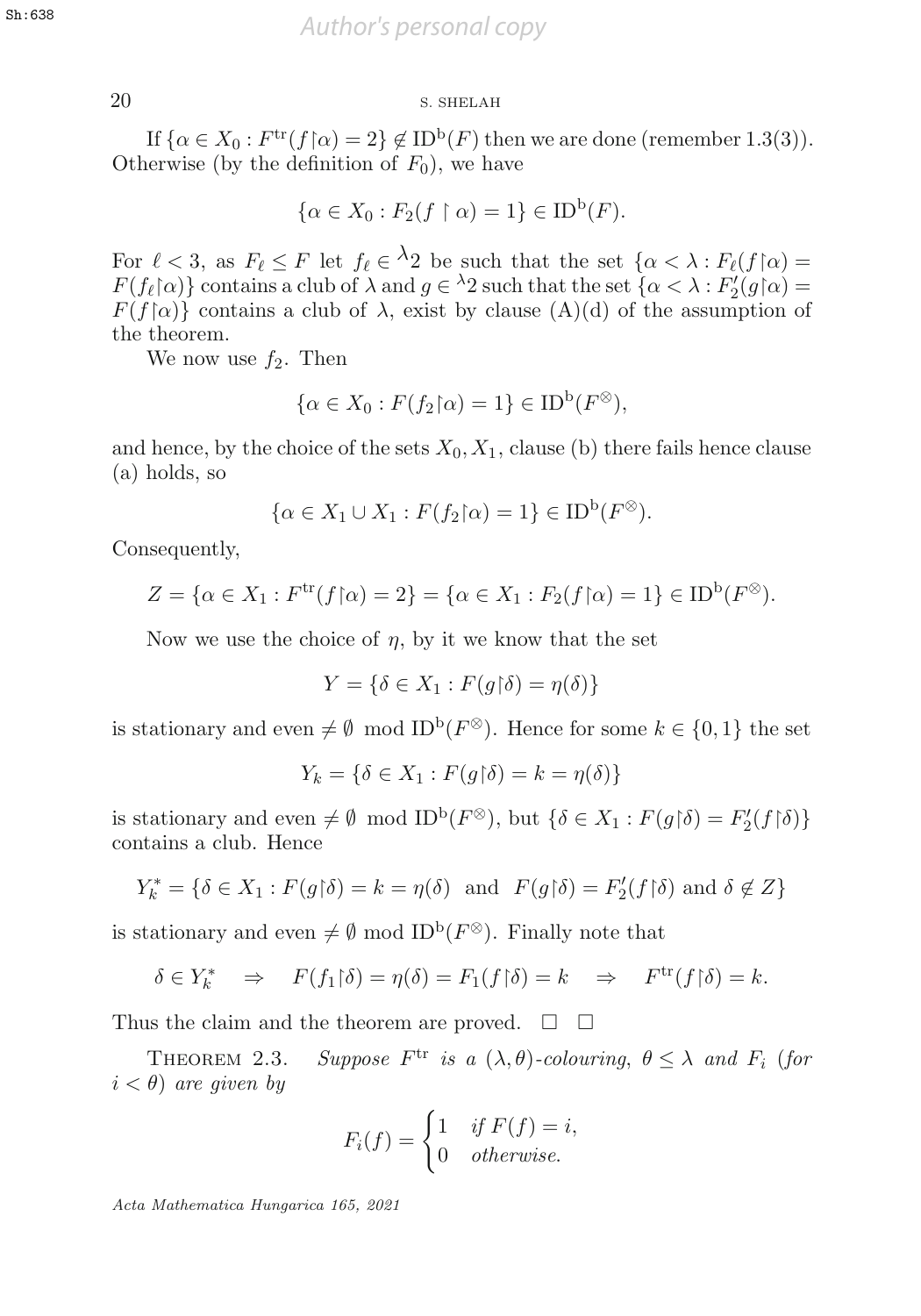If $\{\alpha \in X_0 : F^{\rm tr}(f{\restriction}\alpha) = 2\} \notin {\rm ID}^{\rm b}(F)$ then we are done (remember 1.3(3)). Otherwise (by the definition of $F_0$), we have

$$\{\alpha \in X_0 : F_2(f \restriction \alpha) = 1\} \in {\rm ID}^{\rm b}(F).$$

For $\ell < 3$, as $F_\ell \leq F$ let $f_\ell \in {}^\lambda 2$ be such that the set $\{\alpha < \lambda : F_\ell(f{\restriction}\alpha) = F(f_\ell{\restriction}\alpha)\}$ contains a club of $\lambda$ and $g \in {}^\lambda 2$ such that the set $\{\alpha < \lambda : F'_2(g{\restriction}\alpha) = F(f{\restriction}\alpha)\}$ contains a club of $\lambda$, exist by clause (A)(d) of the assumption of the theorem.

We now use $f_2$. Then

$$\{\alpha \in X_0 : F(f_2{\restriction}\alpha) = 1\} \in {\rm ID}^{\rm b}(F^\otimes),$$

and hence, by the choice of the sets $X_0, X_1$, clause (b) there fails hence clause (a) holds, so

$$\{\alpha \in X_1 \cup X_1 : F(f_2{\restriction}\alpha) = 1\} \in {\rm ID}^{\rm b}(F^\otimes).$$

Consequently,

$$Z = \{\alpha \in X_1 : F^{\rm tr}(f{\restriction}\alpha) = 2\} = \{\alpha \in X_1 : F_2(f{\restriction}\alpha) = 1\} \in {\rm ID}^{\rm b}(F^\otimes).$$

Now we use the choice of $\eta$, by it we know that the set

$$Y = \{\delta \in X_1 : F(g{\restriction}\delta) = \eta(\delta)\}$$

is stationary and even $\neq \emptyset \mod {\rm ID}^{\rm b}(F^\otimes)$. Hence for some $k \in \{0, 1\}$ the set

$$Y_k = \{\delta \in X_1 : F(g{\restriction}\delta) = k = \eta(\delta)\}$$

is stationary and even $\neq \emptyset \mod {\rm ID}^{\rm b}(F^\otimes)$, but $\{\delta \in X_1 : F(g{\restriction}\delta) = F'_2(f{\restriction}\delta)\}$ contains a club. Hence

$$Y^*_k = \{\delta \in X_1 : F(g{\restriction}\delta) = k = \eta(\delta) \text{ and } F(g{\restriction}\delta) = F'_2(f{\restriction}\delta) \text{ and } \delta \notin Z\}$$

is stationary and even $\neq \emptyset \mod {\rm ID}^{\rm b}(F^\otimes)$. Finally note that

$$\delta \in Y^*_k \quad \Rightarrow \quad F(f_1{\restriction}\delta) = \eta(\delta) = F_1(f{\restriction}\delta) = k \quad \Rightarrow \quad F^{\rm tr}(f{\restriction}\delta) = k.$$

Thus the claim and the theorem are proved. $\square$ $\square$

THEOREM 2.3. *Suppose $F^{\rm tr}$ is a $(\lambda, \theta)$-colouring, $\theta \leq \lambda$ and $F_i$ (for $i < \theta$) are given by*

$$F_i(f) = \begin{cases} 1 & \text{if } F(f) = i, \\ 0 & \text{otherwise.} \end{cases}$$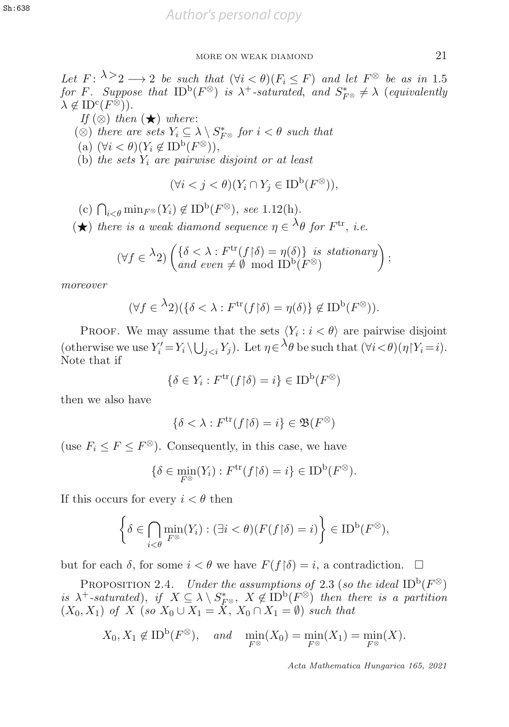*Let* $F\colon {}^{\lambda>}2 \longrightarrow 2$ *be such that* $(\forall i < \theta)(F_i \le F)$ *and let* $F^{\otimes}$ *be as in* 1.5 *for* $F$*. Suppose that* $\mathrm{ID}^{\mathrm{b}}(F^{\otimes})$ *is* $\lambda^+$*-saturated, and* $S^*_{F^{\otimes}} \neq \lambda$ *(equivalently* $\lambda \notin \mathrm{ID}^{\mathrm{c}}(F^{\otimes})$*).*

*If* $(\otimes)$ *then* $(\bigstar)$ *where*:

$(\otimes)$ *there are sets* $Y_i \subseteq \lambda \setminus S^*_{F^{\otimes}}$ *for* $i < \theta$ *such that*

(a) $(\forall i < \theta)(Y_i \notin \mathrm{ID}^{\mathrm{b}}(F^{\otimes}))$,

(b) *the sets* $Y_i$ *are pairwise disjoint or at least*

$$(\forall i < j < \theta)(Y_i \cap Y_j \in \mathrm{ID}^{\mathrm{b}}(F^{\otimes})),$$

(c) $\bigcap_{i<\theta} \min_{F^{\otimes}}(Y_i) \notin \mathrm{ID}^{\mathrm{b}}(F^{\otimes})$, *see* 1.12(h).

$(\bigstar)$ *there is a weak diamond sequence* $\eta \in {}^{\lambda}\theta$ *for* $F^{\mathrm{tr}}$*, i.e.*

$$(\forall f \in {}^{\lambda}2) \begin{pmatrix} \{\delta < \lambda : F^{\mathrm{tr}}(f{\restriction}\delta) = \eta(\delta)\} \text{ is stationary} \\ \text{and even} \neq \emptyset \mod \mathrm{ID}^{\mathrm{b}}(F^{\otimes}) \end{pmatrix};$$

*moreover*

$$(\forall f \in {}^{\lambda}2)(\{\delta < \lambda : F^{\mathrm{tr}}(f{\restriction}\delta) = \eta(\delta)\} \notin \mathrm{ID}^{\mathrm{b}}(F^{\otimes})).$$

Proof. We may assume that the sets $\langle Y_i : i < \theta\rangle$ are pairwise disjoint (otherwise we use $Y_i' = Y_i \setminus \bigcup_{j<i} Y_j$). Let $\eta \in {}^{\lambda}\theta$ be such that $(\forall i < \theta)(\eta{\restriction}Y_i = i)$. Note that if

$$\{\delta \in Y_i : F^{\mathrm{tr}}(f{\restriction}\delta) = i\} \in \mathrm{ID}^{\mathrm{b}}(F^{\otimes})$$

then we also have

$$\{\delta < \lambda : F^{\mathrm{tr}}(f{\restriction}\delta) = i\} \in \mathfrak{B}(F^{\otimes})$$

(use $F_i \le F \le F^{\otimes}$). Consequently, in this case, we have

$$\{\delta \in \min_{F^{\otimes}}(Y_i) : F^{\mathrm{tr}}(f{\restriction}\delta) = i\} \in \mathrm{ID}^{\mathrm{b}}(F^{\otimes}).$$

If this occurs for every $i < \theta$ then

$$\left\{\delta \in \bigcap_{i<\theta} \min_{F^{\otimes}}(Y_i) : (\exists i < \theta)(F(f{\restriction}\delta) = i)\right\} \in \mathrm{ID}^{\mathrm{b}}(F^{\otimes}),$$

but for each $\delta$, for some $i < \theta$ we have $F(f{\restriction}\delta) = i$, a contradiction. $\square$

Proposition 2.4. *Under the assumptions of* 2.3 *(so the ideal* $\mathrm{ID}^{\mathrm{b}}(F^{\otimes})$ *is* $\lambda^+$*-saturated), if* $X \subseteq \lambda \setminus S^*_{F^{\otimes}}$, $X \notin \mathrm{ID}^{\mathrm{b}}(F^{\otimes})$ *then there is a partition* $(X_0, X_1)$ *of* $X$ *(so* $X_0 \cup X_1 = X$, $X_0 \cap X_1 = \emptyset$*) such that*

$$X_0, X_1 \notin \mathrm{ID}^{\mathrm{b}}(F^{\otimes}), \quad \text{and} \quad \min_{F^{\otimes}}(X_0) = \min_{F^{\otimes}}(X_1) = \min_{F^{\otimes}}(X).$$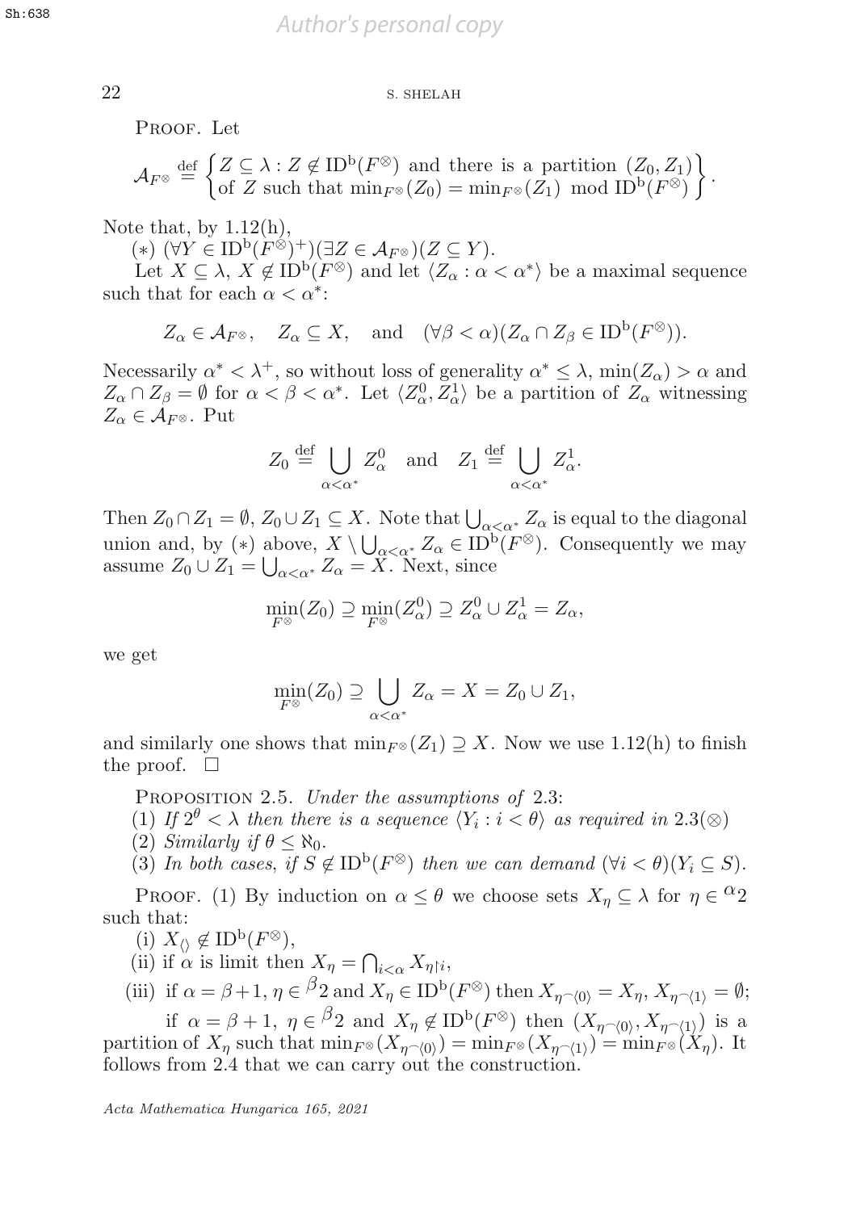Proof. Let

$$\mathcal{A}_{F^\otimes} \stackrel{\text{def}}{=} \left\{ \begin{matrix} Z \subseteq \lambda : Z \notin \mathrm{ID}^{\mathrm{b}}(F^\otimes) \text{ and there is a partition } (Z_0, Z_1) \\ \text{of } Z \text{ such that } \min_{F^\otimes}(Z_0) = \min_{F^\otimes}(Z_1) \mod \mathrm{ID}^{\mathrm{b}}(F^\otimes) \end{matrix} \right\}.$$

Note that, by 1.12(h),

$(*)$ $(\forall Y \in \mathrm{ID}^{\mathrm{b}}(F^\otimes)^+)(\exists Z \in \mathcal{A}_{F^\otimes})(Z \subseteq Y)$.

Let $X \subseteq \lambda$, $X \notin \mathrm{ID}^{\mathrm{b}}(F^\otimes)$ and let $\langle Z_\alpha : \alpha < \alpha^* \rangle$ be a maximal sequence such that for each $\alpha < \alpha^*$:

$$Z_\alpha \in \mathcal{A}_{F^\otimes}, \quad Z_\alpha \subseteq X, \quad \text{and} \quad (\forall \beta < \alpha)(Z_\alpha \cap Z_\beta \in \mathrm{ID}^{\mathrm{b}}(F^\otimes)).$$

Necessarily $\alpha^* < \lambda^+$, so without loss of generality $\alpha^* \leq \lambda$, $\min(Z_\alpha) > \alpha$ and $Z_\alpha \cap Z_\beta = \emptyset$ for $\alpha < \beta < \alpha^*$. Let $\langle Z^0_\alpha, Z^1_\alpha \rangle$ be a partition of $Z_\alpha$ witnessing $Z_\alpha \in \mathcal{A}_{F^\otimes}$. Put

$$Z_0 \stackrel{\text{def}}{=} \bigcup_{\alpha < \alpha^*} Z^0_\alpha \quad \text{and} \quad Z_1 \stackrel{\text{def}}{=} \bigcup_{\alpha < \alpha^*} Z^1_\alpha.$$

Then $Z_0 \cap Z_1 = \emptyset$, $Z_0 \cup Z_1 \subseteq X$. Note that $\bigcup_{\alpha<\alpha^*} Z_\alpha$ is equal to the diagonal union and, by $(*)$ above, $X \setminus \bigcup_{\alpha<\alpha^*} Z_\alpha \in \mathrm{ID}^{\mathrm{b}}(F^\otimes)$. Consequently we may assume $Z_0 \cup Z_1 = \bigcup_{\alpha<\alpha^*} Z_\alpha = X$. Next, since

$$\min_{F^\otimes}(Z_0) \supseteq \min_{F^\otimes}(Z^0_\alpha) \supseteq Z^0_\alpha \cup Z^1_\alpha = Z_\alpha,$$

we get

$$\min_{F^\otimes}(Z_0) \supseteq \bigcup_{\alpha<\alpha^*} Z_\alpha = X = Z_0 \cup Z_1,$$

and similarly one shows that $\min_{F^\otimes}(Z_1) \supseteq X$. Now we use 1.12(h) to finish the proof. $\square$

Proposition 2.5. *Under the assumptions of* 2.3:

(1) *If $2^\theta < \lambda$ then there is a sequence $\langle Y_i : i < \theta \rangle$ as required in* 2.3($\otimes$)

(2) *Similarly if $\theta \leq \aleph_0$.*

(3) *In both cases, if $S \notin \mathrm{ID}^{\mathrm{b}}(F^\otimes)$ then we can demand $(\forall i < \theta)(Y_i \subseteq S)$.*

Proof. (1) By induction on $\alpha \leq \theta$ we choose sets $X_\eta \subseteq \lambda$ for $\eta \in {}^\alpha 2$ such that:

(i) $X_{\langle\rangle} \notin \mathrm{ID}^{\mathrm{b}}(F^\otimes)$,

(ii) if $\alpha$ is limit then $X_\eta = \bigcap_{i<\alpha} X_{\eta \restriction i}$,

(iii) if $\alpha = \beta + 1$, $\eta \in {}^\beta 2$ and $X_\eta \in \mathrm{ID}^{\mathrm{b}}(F^\otimes)$ then $X_{\eta^\frown\langle 0\rangle} = X_\eta$, $X_{\eta^\frown\langle 1\rangle} = \emptyset$;

if $\alpha = \beta + 1$, $\eta \in {}^\beta 2$ and $X_\eta \notin \mathrm{ID}^{\mathrm{b}}(F^\otimes)$ then $(X_{\eta^\frown\langle 0\rangle}, X_{\eta^\frown\langle 1\rangle})$ is a partition of $X_\eta$ such that $\min_{F^\otimes}(X_{\eta^\frown\langle 0\rangle}) = \min_{F^\otimes}(X_{\eta^\frown\langle 1\rangle}) = \min_{F^\otimes}(X_\eta)$. It follows from 2.4 that we can carry out the construction.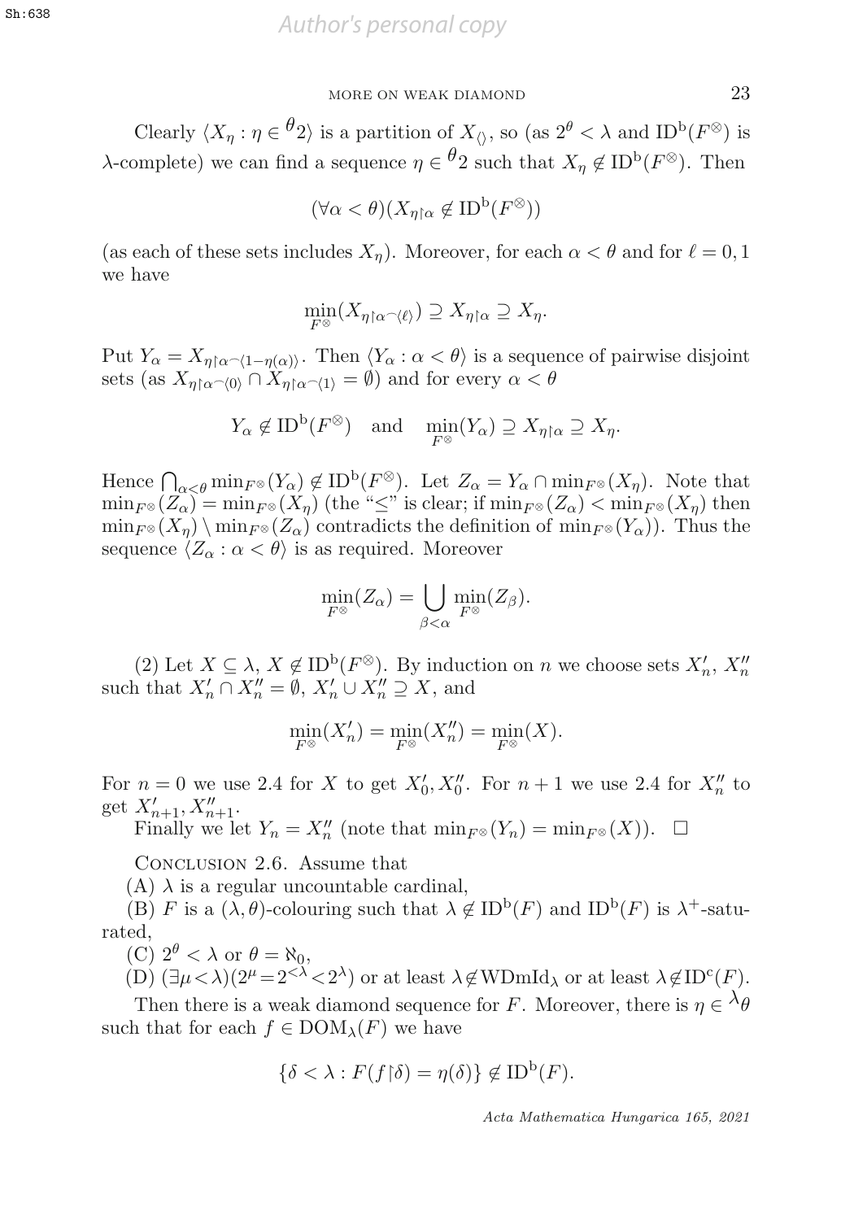Clearly $\langle X_\eta : \eta \in {}^{\theta}2\rangle$ is a partition of $X_{\langle\rangle}$, so (as $2^\theta < \lambda$ and $\mathrm{ID}^{\mathrm{b}}(F^{\otimes})$ is $\lambda$-complete) we can find a sequence $\eta \in {}^{\theta}2$ such that $X_\eta \notin \mathrm{ID}^{\mathrm{b}}(F^{\otimes})$. Then

$$(\forall \alpha < \theta)(X_{\eta\restriction\alpha} \notin \mathrm{ID}^{\mathrm{b}}(F^{\otimes}))$$

(as each of these sets includes $X_\eta$). Moreover, for each $\alpha < \theta$ and for $\ell = 0, 1$ we have

$$\min_{F^{\otimes}}(X_{\eta\restriction\alpha^\frown\langle\ell\rangle}) \supseteq X_{\eta\restriction\alpha} \supseteq X_\eta.$$

Put $Y_\alpha = X_{\eta\restriction\alpha^\frown\langle 1-\eta(\alpha)\rangle}$. Then $\langle Y_\alpha : \alpha < \theta\rangle$ is a sequence of pairwise disjoint sets (as $X_{\eta\restriction\alpha^\frown\langle 0\rangle} \cap X_{\eta\restriction\alpha^\frown\langle 1\rangle} = \emptyset$) and for every $\alpha < \theta$

$$Y_\alpha \notin \mathrm{ID}^{\mathrm{b}}(F^{\otimes}) \quad \text{and} \quad \min_{F^{\otimes}}(Y_\alpha) \supseteq X_{\eta\restriction\alpha} \supseteq X_\eta.$$

Hence $\bigcap_{\alpha<\theta} \min_{F^{\otimes}}(Y_\alpha) \notin \mathrm{ID}^{\mathrm{b}}(F^{\otimes})$. Let $Z_\alpha = Y_\alpha \cap \min_{F^{\otimes}}(X_\eta)$. Note that $\min_{F^{\otimes}}(Z_\alpha) = \min_{F^{\otimes}}(X_\eta)$ (the "$\leq$" is clear; if $\min_{F^{\otimes}}(Z_\alpha) < \min_{F^{\otimes}}(X_\eta)$ then $\min_{F^{\otimes}}(X_\eta) \setminus \min_{F^{\otimes}}(Z_\alpha)$ contradicts the definition of $\min_{F^{\otimes}}(Y_\alpha)$). Thus the sequence $\langle Z_\alpha : \alpha < \theta\rangle$ is as required. Moreover

$$\min_{F^{\otimes}}(Z_\alpha) = \bigcup_{\beta<\alpha} \min_{F^{\otimes}}(Z_\beta).$$

(2) Let $X \subseteq \lambda$, $X \notin \mathrm{ID}^{\mathrm{b}}(F^{\otimes})$. By induction on $n$ we choose sets $X'_n$, $X''_n$ such that $X'_n \cap X''_n = \emptyset$, $X'_n \cup X''_n \supseteq X$, and

$$\min_{F^{\otimes}}(X'_n) = \min_{F^{\otimes}}(X''_n) = \min_{F^{\otimes}}(X).$$

For $n = 0$ we use 2.4 for $X$ to get $X'_0, X''_0$. For $n+1$ we use 2.4 for $X''_n$ to get $X'_{n+1}, X''_{n+1}$.

Finally we let $Y_n = X''_n$ (note that $\min_{F^{\otimes}}(Y_n) = \min_{F^{\otimes}}(X)$). $\square$

Conclusion 2.6. Assume that

(A) $\lambda$ is a regular uncountable cardinal,

(B) $F$ is a $(\lambda, \theta)$-colouring such that $\lambda \notin \mathrm{ID}^{\mathrm{b}}(F)$ and $\mathrm{ID}^{\mathrm{b}}(F)$ is $\lambda^+$-saturated,

(C) $2^\theta < \lambda$ or $\theta = \aleph_0$,

(D) $(\exists \mu < \lambda)(2^\mu = 2^{<\lambda} < 2^\lambda)$ or at least $\lambda \notin \mathrm{WDmId}_\lambda$ or at least $\lambda \notin \mathrm{ID}^{\mathrm{c}}(F)$.

Then there is a weak diamond sequence for $F$. Moreover, there is $\eta \in {}^{\lambda}\theta$ such that for each $f \in \mathrm{DOM}_\lambda(F)$ we have

$$\{\delta < \lambda : F(f\restriction\delta) = \eta(\delta)\} \notin \mathrm{ID}^{\mathrm{b}}(F).$$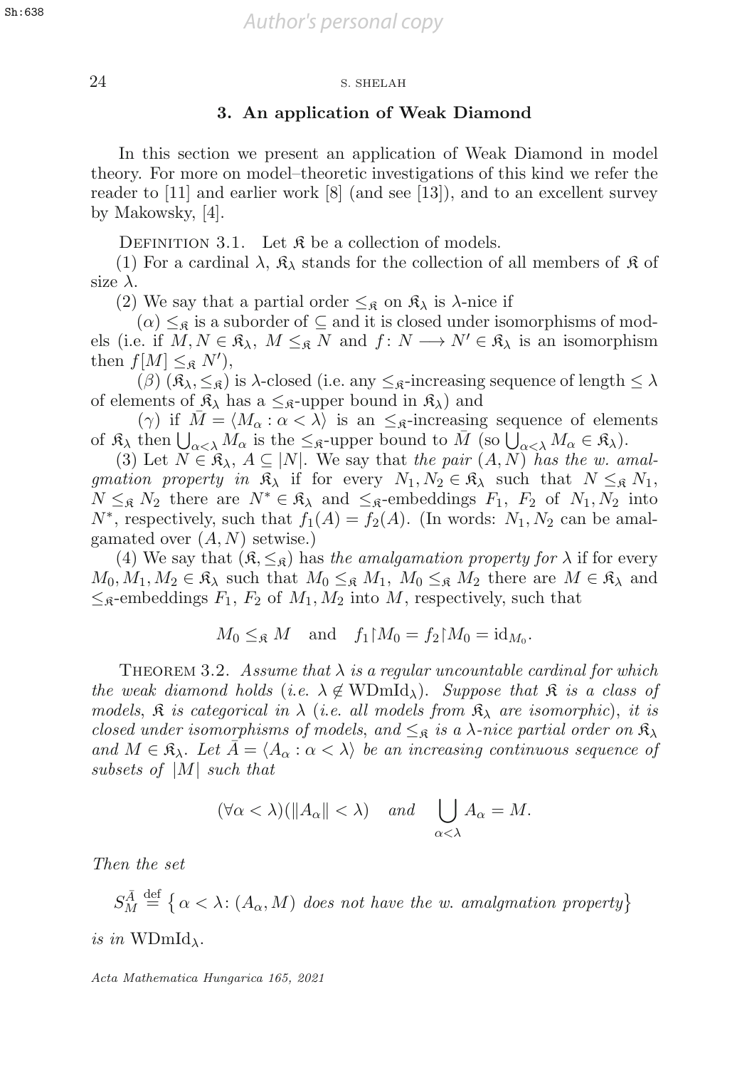## 3. An application of Weak Diamond

In this section we present an application of Weak Diamond in model theory. For more on model–theoretic investigations of this kind we refer the reader to [11] and earlier work [8] (and see [13]), and to an excellent survey by Makowsky, [4].

Definition 3.1. Let $\mathfrak{K}$ be a collection of models.

(1) For a cardinal $\lambda$, $\mathfrak{K}_\lambda$ stands for the collection of all members of $\mathfrak{K}$ of size $\lambda$.

(2) We say that a partial order $\leq_{\mathfrak{K}}$ on $\mathfrak{K}_\lambda$ is $\lambda$-nice if

$(\alpha)$ $\leq_{\mathfrak{K}}$ is a suborder of $\subseteq$ and it is closed under isomorphisms of models (i.e. if $M, N \in \mathfrak{K}_\lambda$, $M \leq_{\mathfrak{K}} N$ and $f\colon N \longrightarrow N' \in \mathfrak{K}_\lambda$ is an isomorphism then $f[M] \leq_{\mathfrak{K}} N'$),

$(\beta)$ $(\mathfrak{K}_\lambda, \leq_{\mathfrak{K}})$ is $\lambda$-closed (i.e. any $\leq_{\mathfrak{K}}$-increasing sequence of length $\leq \lambda$ of elements of $\mathfrak{K}_\lambda$ has a $\leq_{\mathfrak{K}}$-upper bound in $\mathfrak{K}_\lambda$) and

$(\gamma)$ if $\bar{M} = \langle M_\alpha : \alpha < \lambda\rangle$ is an $\leq_{\mathfrak{K}}$-increasing sequence of elements of $\mathfrak{K}_\lambda$ then $\bigcup_{\alpha<\lambda} M_\alpha$ is the $\leq_{\mathfrak{K}}$-upper bound to $\bar{M}$ (so $\bigcup_{\alpha<\lambda} M_\alpha \in \mathfrak{K}_\lambda$).

(3) Let $N \in \mathfrak{K}_\lambda$, $A \subseteq |N|$. We say that *the pair $(A, N)$ has the w. amalgmation property in* $\mathfrak{K}_\lambda$ if for every $N_1, N_2 \in \mathfrak{K}_\lambda$ such that $N \leq_{\mathfrak{K}} N_1$, $N \leq_{\mathfrak{K}} N_2$ there are $N^* \in \mathfrak{K}_\lambda$ and $\leq_{\mathfrak{K}}$-embeddings $F_1$, $F_2$ of $N_1, N_2$ into $N^*$, respectively, such that $f_1(A) = f_2(A)$. (In words: $N_1, N_2$ can be amalgamated over $(A, N)$ setwise.)

(4) We say that $(\mathfrak{K}, \leq_{\mathfrak{K}})$ has *the amalgamation property for* $\lambda$ if for every $M_0, M_1, M_2 \in \mathfrak{K}_\lambda$ such that $M_0 \leq_{\mathfrak{K}} M_1$, $M_0 \leq_{\mathfrak{K}} M_2$ there are $M \in \mathfrak{K}_\lambda$ and $\leq_{\mathfrak{K}}$-embeddings $F_1$, $F_2$ of $M_1, M_2$ into $M$, respectively, such that

$$M_0 \leq_{\mathfrak{K}} M \quad \text{and} \quad f_1{\restriction}M_0 = f_2{\restriction}M_0 = \mathrm{id}_{M_0}.$$

Theorem 3.2. *Assume that $\lambda$ is a regular uncountable cardinal for which the weak diamond holds (i.e. $\lambda \notin \mathrm{WDmId}_\lambda$). Suppose that $\mathfrak{K}$ is a class of models, $\mathfrak{K}$ is categorical in $\lambda$ (i.e. all models from $\mathfrak{K}_\lambda$ are isomorphic), it is closed under isomorphisms of models, and $\leq_{\mathfrak{K}}$ is a $\lambda$-nice partial order on $\mathfrak{K}_\lambda$ and $M \in \mathfrak{K}_\lambda$. Let $\bar{A} = \langle A_\alpha : \alpha < \lambda\rangle$ be an increasing continuous sequence of subsets of $|M|$ such that*

$$(\forall \alpha < \lambda)(\|A_\alpha\| < \lambda) \quad \text{and} \quad \bigcup_{\alpha<\lambda} A_\alpha = M.$$

*Then the set*

$$S^{\bar{A}}_M \overset{\text{def}}{=} \big\{\, \alpha < \lambda \colon (A_\alpha, M) \text{ does not have the w. amalgmation property}\big\}$$

*is in* $\mathrm{WDmId}_\lambda$.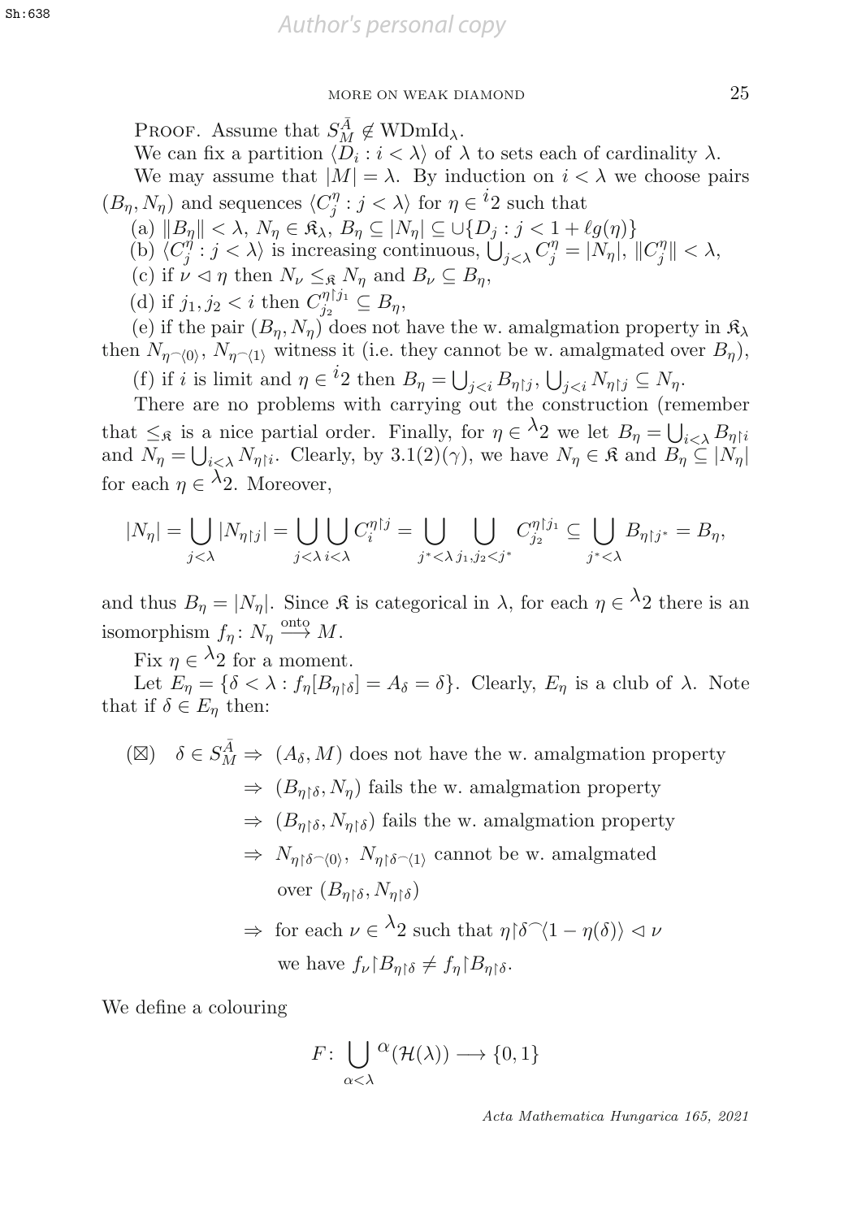PROOF. Assume that $S^{\bar{A}}_M \notin \mathrm{WDmId}_\lambda$.

We can fix a partition $\langle D_i : i < \lambda\rangle$ of $\lambda$ to sets each of cardinality $\lambda$.

We may assume that $|M| = \lambda$. By induction on $i < \lambda$ we choose pairs $(B_\eta, N_\eta)$ and sequences $\langle C^\eta_j : j < \lambda\rangle$ for $\eta \in {}^i2$ such that

(a) $\|B_\eta\| < \lambda$, $N_\eta \in \mathfrak{K}_\lambda$, $B_\eta \subseteq |N_\eta| \subseteq \cup\{D_j : j < 1 + \ell g(\eta)\}$

(b) $\langle C^\eta_j : j < \lambda\rangle$ is increasing continuous, $\bigcup_{j<\lambda} C^\eta_j = |N_\eta|$, $\|C^\eta_j\| < \lambda$,

(c) if $\nu \triangleleft \eta$ then $N_\nu \leq_{\mathfrak{K}} N_\eta$ and $B_\nu \subseteq B_\eta$,

(d) if $j_1, j_2 < i$ then $C^{\eta\restriction j_1}_{j_2} \subseteq B_\eta$,

(e) if the pair $(B_\eta, N_\eta)$ does not have the w. amalgmation property in $\mathfrak{K}_\lambda$ then $N_{\eta^\frown\langle 0\rangle}$, $N_{\eta^\frown\langle 1\rangle}$ witness it (i.e. they cannot be w. amalgmated over $B_\eta$),

(f) if $i$ is limit and $\eta \in {}^i2$ then $B_\eta = \bigcup_{j<i} B_{\eta\restriction j}$, $\bigcup_{j<i} N_{\eta\restriction j} \subseteq N_\eta$.

There are no problems with carrying out the construction (remember that $\leq_{\mathfrak{K}}$ is a nice partial order. Finally, for $\eta \in {}^\lambda 2$ we let $B_\eta = \bigcup_{i<\lambda} B_{\eta\restriction i}$ and $N_\eta = \bigcup_{i<\lambda} N_{\eta\restriction i}$. Clearly, by 3.1(2)($\gamma$), we have $N_\eta \in \mathfrak{K}$ and $B_\eta \subseteq |N_\eta|$ for each $\eta \in {}^\lambda 2$. Moreover,

$$|N_\eta| = \bigcup_{j<\lambda} |N_{\eta\restriction j}| = \bigcup_{j<\lambda}\bigcup_{i<\lambda} C^{\eta\restriction j}_i = \bigcup_{j^*<\lambda}\ \bigcup_{j_1,j_2<j^*} C^{\eta\restriction j_1}_{j_2} \subseteq \bigcup_{j^*<\lambda} B_{\eta\restriction j^*} = B_\eta,$$

and thus $B_\eta = |N_\eta|$. Since $\mathfrak{K}$ is categorical in $\lambda$, for each $\eta \in {}^\lambda 2$ there is an isomorphism $f_\eta \colon N_\eta \xrightarrow{\text{onto}} M$.

Fix $\eta \in {}^\lambda 2$ for a moment.

Let $E_\eta = \{\delta < \lambda : f_\eta[B_{\eta\restriction\delta}] = A_\delta = \delta\}$. Clearly, $E_\eta$ is a club of $\lambda$. Note that if $\delta \in E_\eta$ then:

$$
\begin{aligned}
(\boxtimes)\quad \delta \in S^{\bar{A}}_M &\Rightarrow\ (A_\delta, M) \text{ does not have the w. amalgmation property}\\
&\Rightarrow\ (B_{\eta\restriction\delta}, N_\eta) \text{ fails the w. amalgmation property}\\
&\Rightarrow\ (B_{\eta\restriction\delta}, N_{\eta\restriction\delta}) \text{ fails the w. amalgmation property}\\
&\Rightarrow\ N_{\eta\restriction\delta^\frown\langle 0\rangle},\ N_{\eta\restriction\delta^\frown\langle 1\rangle} \text{ cannot be w. amalgmated}\\
&\qquad \text{over } (B_{\eta\restriction\delta}, N_{\eta\restriction\delta})\\
&\Rightarrow\ \text{for each } \nu \in {}^\lambda 2 \text{ such that } \eta\restriction\delta^\frown\langle 1-\eta(\delta)\rangle \triangleleft \nu\\
&\qquad \text{we have } f_\nu\restriction B_{\eta\restriction\delta} \neq f_\eta\restriction B_{\eta\restriction\delta}.
\end{aligned}
$$

We define a colouring

$$F \colon \bigcup_{\alpha<\lambda} {}^\alpha(\mathcal{H}(\lambda)) \longrightarrow \{0,1\}$$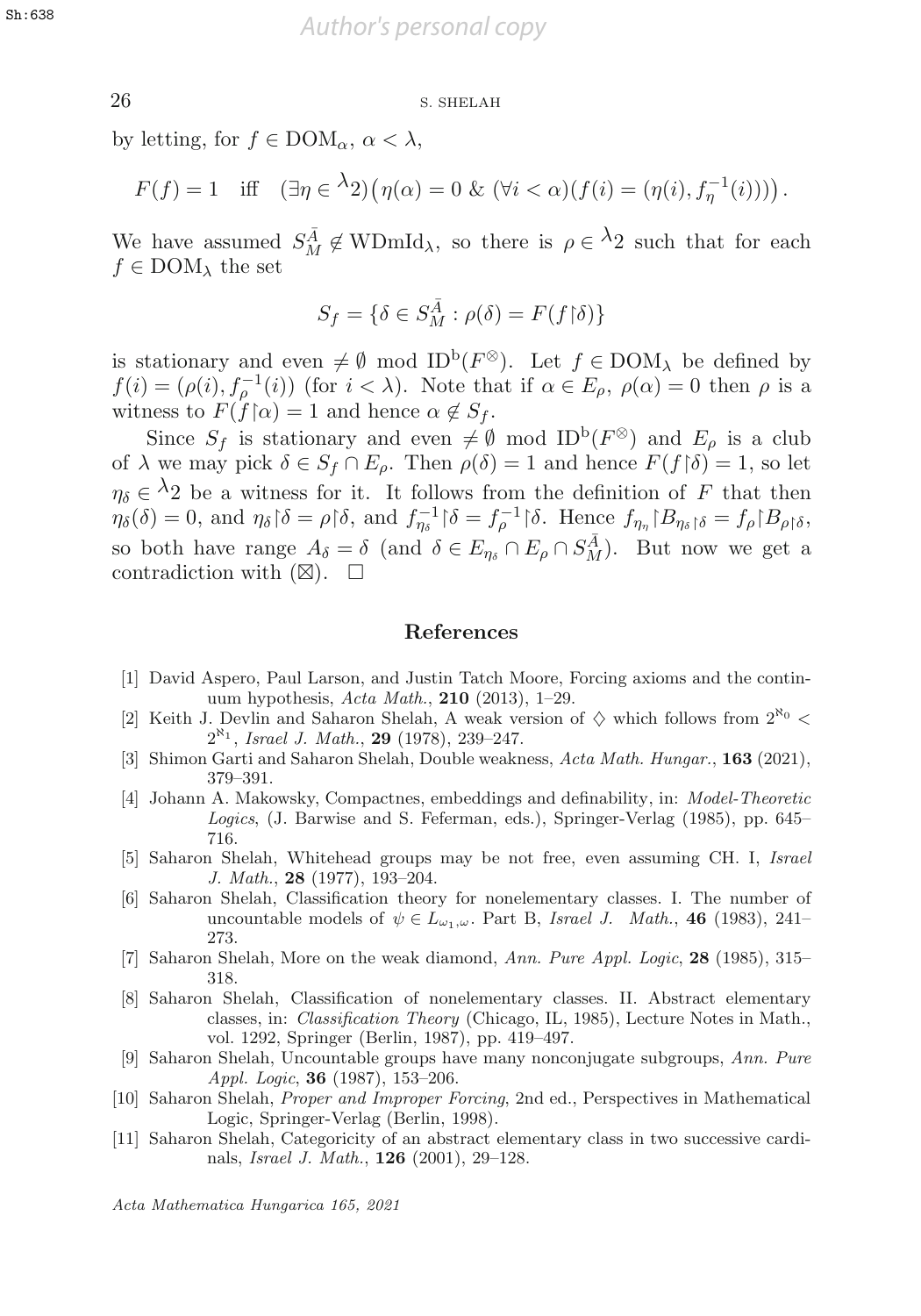by letting, for $f \in \mathrm{DOM}_\alpha$, $\alpha < \lambda$,

$$F(f) = 1 \quad \text{iff} \quad (\exists \eta \in {}^{\lambda}2)\big(\eta(\alpha) = 0 \;\&\; (\forall i < \alpha)(f(i) = (\eta(i), f_\eta^{-1}(i)))\big).$$

We have assumed $S_M^{\bar{A}} \notin \mathrm{WDmId}_\lambda$, so there is $\rho \in {}^{\lambda}2$ such that for each $f \in \mathrm{DOM}_\lambda$ the set

$$S_f = \{\delta \in S_M^{\bar{A}} : \rho(\delta) = F(f{\restriction}\delta)\}$$

is stationary and even $\neq \emptyset$ mod $\mathrm{ID}^{\mathrm{b}}(F^{\otimes})$. Let $f \in \mathrm{DOM}_\lambda$ be defined by $f(i) = (\rho(i), f_\rho^{-1}(i))$ (for $i < \lambda$). Note that if $\alpha \in E_\rho$, $\rho(\alpha) = 0$ then $\rho$ is a witness to $F(f{\restriction}\alpha) = 1$ and hence $\alpha \notin S_f$.

Since $S_f$ is stationary and even $\neq \emptyset$ mod $\mathrm{ID}^{\mathrm{b}}(F^{\otimes})$ and $E_\rho$ is a club of $\lambda$ we may pick $\delta \in S_f \cap E_\rho$. Then $\rho(\delta) = 1$ and hence $F(f{\restriction}\delta) = 1$, so let $\eta_\delta \in {}^{\lambda}2$ be a witness for it. It follows from the definition of $F$ that then $\eta_\delta(\delta) = 0$, and $\eta_\delta{\restriction}\delta = \rho{\restriction}\delta$, and $f_{\eta_\delta}^{-1}{\restriction}\delta = f_\rho^{-1}{\restriction}\delta$. Hence $f_{\eta_\eta}{\restriction}B_{\eta_\delta{\restriction}\delta} = f_\rho{\restriction}B_{\rho{\restriction}\delta}$, so both have range $A_\delta = \delta$ (and $\delta \in E_{\eta_\delta} \cap E_\rho \cap S_M^{\bar{A}}$). But now we get a contradiction with $(\boxtimes)$. $\square$

## References

[1] David Aspero, Paul Larson, and Justin Tatch Moore, Forcing axioms and the continuum hypothesis, *Acta Math.*, **210** (2013), 1–29.

[2] Keith J. Devlin and Saharon Shelah, A weak version of $\diamondsuit$ which follows from $2^{\aleph_0} < 2^{\aleph_1}$, *Israel J. Math.*, **29** (1978), 239–247.

[3] Shimon Garti and Saharon Shelah, Double weakness, *Acta Math. Hungar.*, **163** (2021), 379–391.

[4] Johann A. Makowsky, Compactnes, embeddings and definability, in: *Model-Theoretic Logics*, (J. Barwise and S. Feferman, eds.), Springer-Verlag (1985), pp. 645–716.

[5] Saharon Shelah, Whitehead groups may be not free, even assuming CH. I, *Israel J. Math.*, **28** (1977), 193–204.

[6] Saharon Shelah, Classification theory for nonelementary classes. I. The number of uncountable models of $\psi \in L_{\omega_1,\omega}$. Part B, *Israel J. Math.*, **46** (1983), 241–273.

[7] Saharon Shelah, More on the weak diamond, *Ann. Pure Appl. Logic*, **28** (1985), 315–318.

[8] Saharon Shelah, Classification of nonelementary classes. II. Abstract elementary classes, in: *Classification Theory* (Chicago, IL, 1985), Lecture Notes in Math., vol. 1292, Springer (Berlin, 1987), pp. 419–497.

[9] Saharon Shelah, Uncountable groups have many nonconjugate subgroups, *Ann. Pure Appl. Logic*, **36** (1987), 153–206.

[10] Saharon Shelah, *Proper and Improper Forcing*, 2nd ed., Perspectives in Mathematical Logic, Springer-Verlag (Berlin, 1998).

[11] Saharon Shelah, Categoricity of an abstract elementary class in two successive cardinals, *Israel J. Math.*, **126** (2001), 29–128.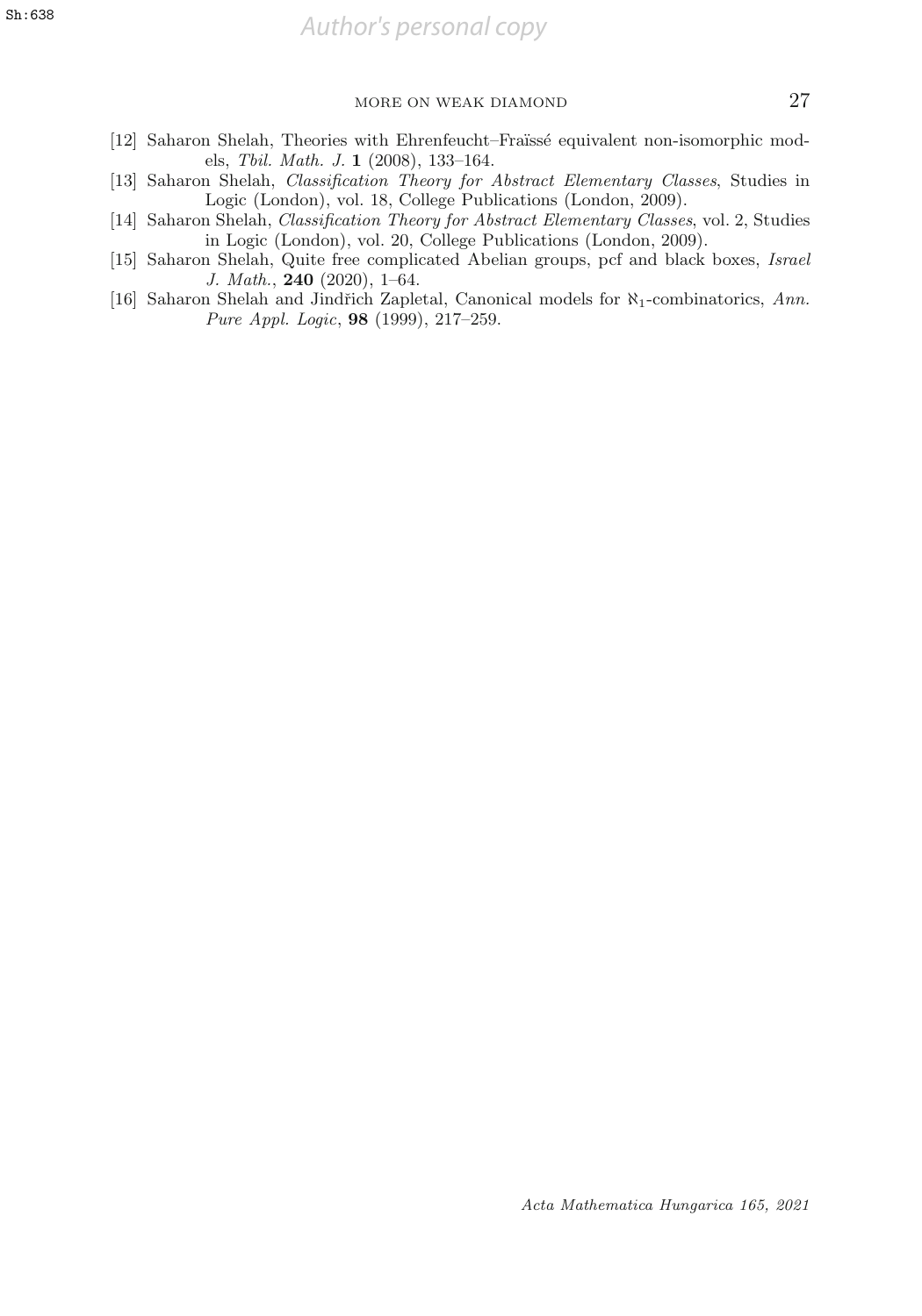[12] Saharon Shelah, Theories with Ehrenfeucht–Fraïssé equivalent non-isomorphic models, *Tbil. Math. J.* **1** (2008), 133–164.

[13] Saharon Shelah, *Classification Theory for Abstract Elementary Classes*, Studies in Logic (London), vol. 18, College Publications (London, 2009).

[14] Saharon Shelah, *Classification Theory for Abstract Elementary Classes*, vol. 2, Studies in Logic (London), vol. 20, College Publications (London, 2009).

[15] Saharon Shelah, Quite free complicated Abelian groups, pcf and black boxes, *Israel J. Math.*, **240** (2020), 1–64.

[16] Saharon Shelah and Jindřich Zapletal, Canonical models for $\aleph_1$-combinatorics, *Ann. Pure Appl. Logic*, **98** (1999), 217–259.